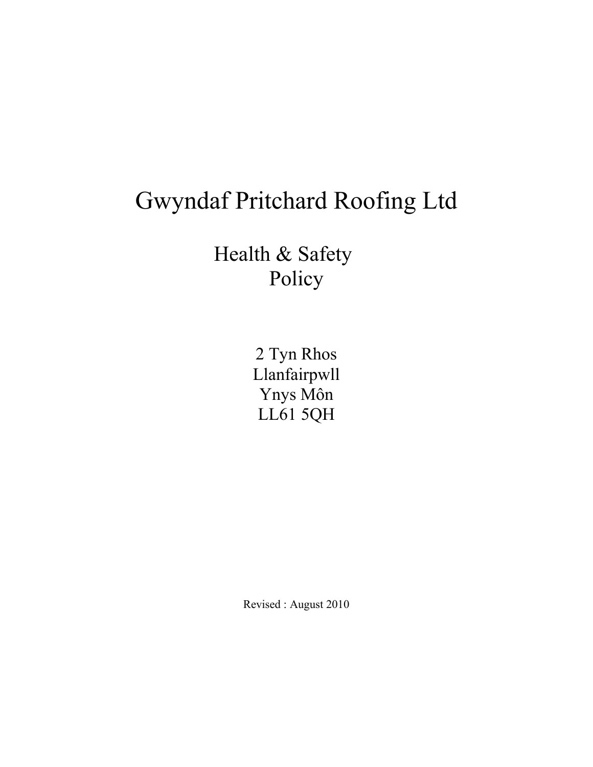# Gwyndaf Pritchard Roofing Ltd

## Health & Safety Policy

2 Tyn Rhos
Llanfairpwll
Ynys Môn
LL61 5QH

Revised : August 2010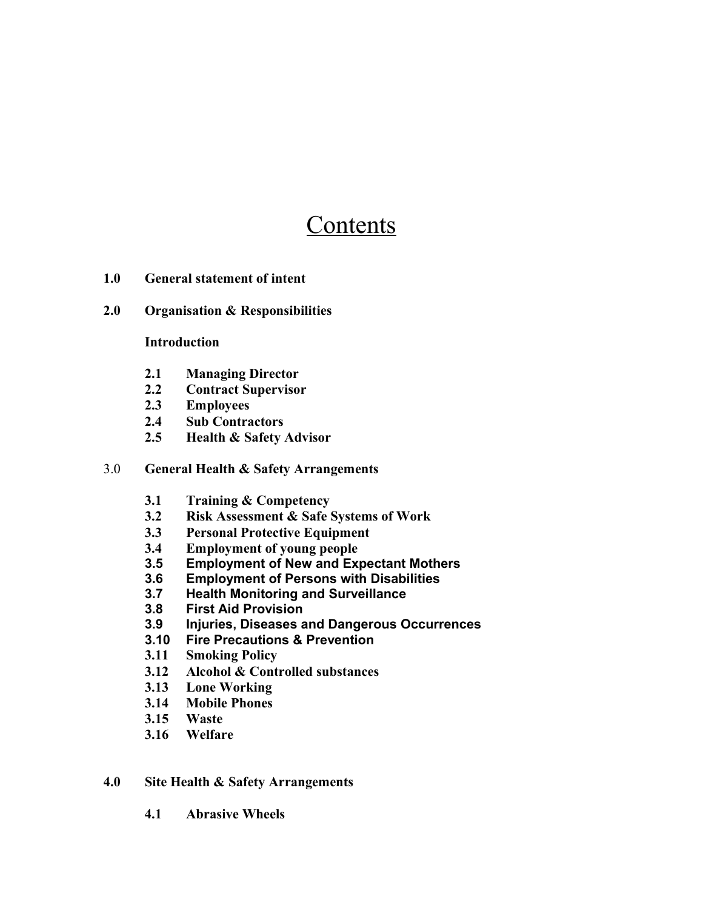# Contents

**1.0 General statement of intent**

**2.0 Organisation & Responsibilities**

**Introduction**

- **2.1 Managing Director**
- **2.2 Contract Supervisor**
- **2.3 Employees**
- **2.4 Sub Contractors**
- **2.5 Health & Safety Advisor**

3.0 **General Health & Safety Arrangements**

- **3.1 Training & Competency**
- **3.2 Risk Assessment & Safe Systems of Work**
- **3.3 Personal Protective Equipment**
- **3.4 Employment of young people**
- **3.5 Employment of New and Expectant Mothers**
- **3.6 Employment of Persons with Disabilities**
- **3.7 Health Monitoring and Surveillance**
- **3.8 First Aid Provision**
- **3.9 Injuries, Diseases and Dangerous Occurrences**
- **3.10 Fire Precautions & Prevention**
- **3.11 Smoking Policy**
- **3.12 Alcohol & Controlled substances**
- **3.13 Lone Working**
- **3.14 Mobile Phones**
- **3.15 Waste**
- **3.16 Welfare**

**4.0 Site Health & Safety Arrangements**

- **4.1 Abrasive Wheels**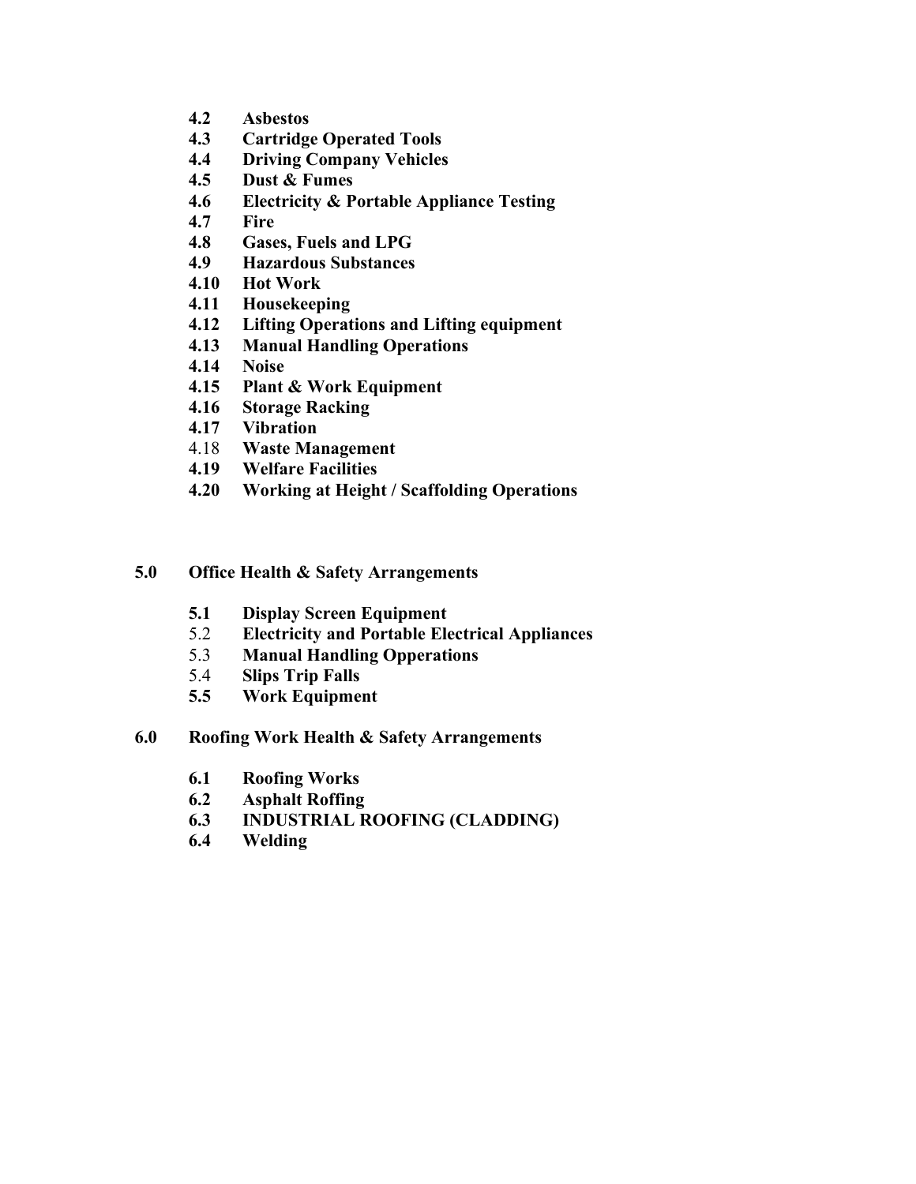- **4.2 Asbestos**
- **4.3 Cartridge Operated Tools**
- **4.4 Driving Company Vehicles**
- **4.5 Dust & Fumes**
- **4.6 Electricity & Portable Appliance Testing**
- **4.7 Fire**
- **4.8 Gases, Fuels and LPG**
- **4.9 Hazardous Substances**
- **4.10 Hot Work**
- **4.11 Housekeeping**
- **4.12 Lifting Operations and Lifting equipment**
- **4.13 Manual Handling Operations**
- **4.14 Noise**
- **4.15 Plant & Work Equipment**
- **4.16 Storage Racking**
- **4.17 Vibration**
- 4.18 **Waste Management**
- **4.19 Welfare Facilities**
- **4.20 Working at Height / Scaffolding Operations**

**5.0 Office Health & Safety Arrangements**

- **5.1 Display Screen Equipment**
- 5.2 **Electricity and Portable Electrical Appliances**
- 5.3 **Manual Handling Opperations**
- 5.4 **Slips Trip Falls**
- **5.5 Work Equipment**

**6.0 Roofing Work Health & Safety Arrangements**

- **6.1 Roofing Works**
- **6.2 Asphalt Roffing**
- **6.3 INDUSTRIAL ROOFING (CLADDING)**
- **6.4 Welding**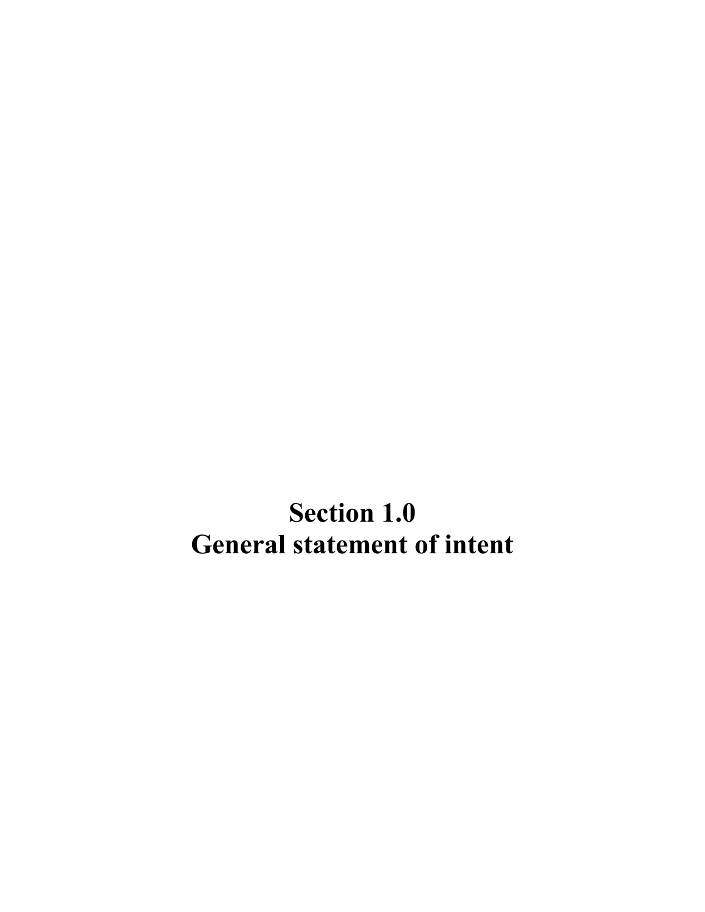# Section 1.0
# General statement of intent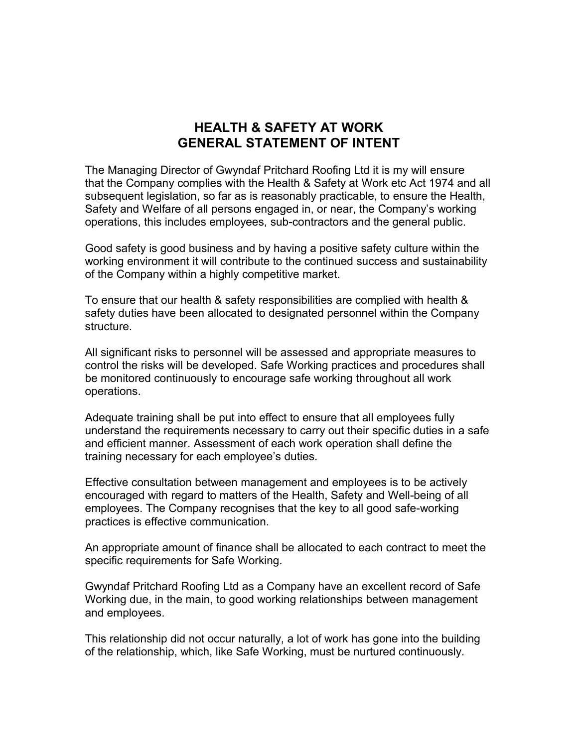# HEALTH & SAFETY AT WORK
# GENERAL STATEMENT OF INTENT

The Managing Director of Gwyndaf Pritchard Roofing Ltd it is my will ensure that the Company complies with the Health & Safety at Work etc Act 1974 and all subsequent legislation, so far as is reasonably practicable, to ensure the Health, Safety and Welfare of all persons engaged in, or near, the Company's working operations, this includes employees, sub-contractors and the general public.

Good safety is good business and by having a positive safety culture within the working environment it will contribute to the continued success and sustainability of the Company within a highly competitive market.

To ensure that our health & safety responsibilities are complied with health & safety duties have been allocated to designated personnel within the Company structure.

All significant risks to personnel will be assessed and appropriate measures to control the risks will be developed. Safe Working practices and procedures shall be monitored continuously to encourage safe working throughout all work operations.

Adequate training shall be put into effect to ensure that all employees fully understand the requirements necessary to carry out their specific duties in a safe and efficient manner. Assessment of each work operation shall define the training necessary for each employee's duties.

Effective consultation between management and employees is to be actively encouraged with regard to matters of the Health, Safety and Well-being of all employees. The Company recognises that the key to all good safe-working practices is effective communication.

An appropriate amount of finance shall be allocated to each contract to meet the specific requirements for Safe Working.

Gwyndaf Pritchard Roofing Ltd as a Company have an excellent record of Safe Working due, in the main, to good working relationships between management and employees.

This relationship did not occur naturally, a lot of work has gone into the building of the relationship, which, like Safe Working, must be nurtured continuously.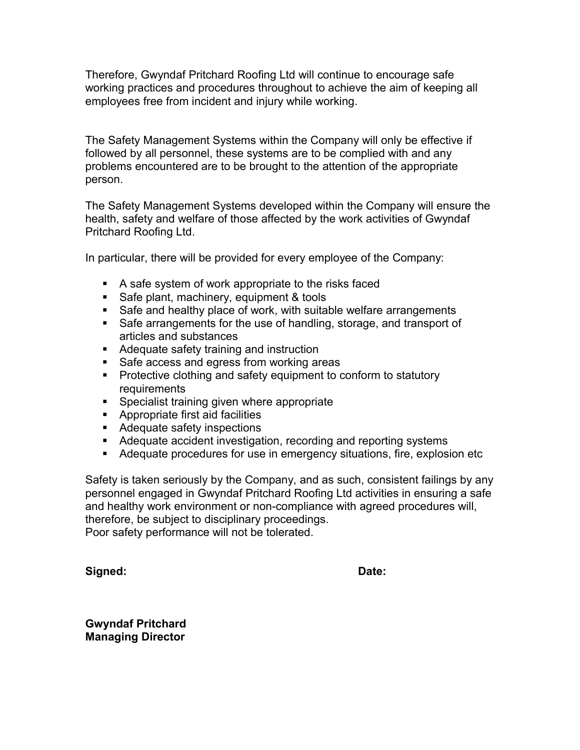Therefore, Gwyndaf Pritchard Roofing Ltd will continue to encourage safe working practices and procedures throughout to achieve the aim of keeping all employees free from incident and injury while working.

The Safety Management Systems within the Company will only be effective if followed by all personnel, these systems are to be complied with and any problems encountered are to be brought to the attention of the appropriate person.

The Safety Management Systems developed within the Company will ensure the health, safety and welfare of those affected by the work activities of Gwyndaf Pritchard Roofing Ltd.

In particular, there will be provided for every employee of the Company:

- A safe system of work appropriate to the risks faced
- Safe plant, machinery, equipment & tools
- Safe and healthy place of work, with suitable welfare arrangements
- Safe arrangements for the use of handling, storage, and transport of articles and substances
- Adequate safety training and instruction
- Safe access and egress from working areas
- Protective clothing and safety equipment to conform to statutory requirements
- Specialist training given where appropriate
- Appropriate first aid facilities
- Adequate safety inspections
- Adequate accident investigation, recording and reporting systems
- Adequate procedures for use in emergency situations, fire, explosion etc

Safety is taken seriously by the Company, and as such, consistent failings by any personnel engaged in Gwyndaf Pritchard Roofing Ltd activities in ensuring a safe and healthy work environment or non-compliance with agreed procedures will, therefore, be subject to disciplinary proceedings.
Poor safety performance will not be tolerated.

**Signed:** **Date:**

**Gwyndaf Pritchard**
**Managing Director**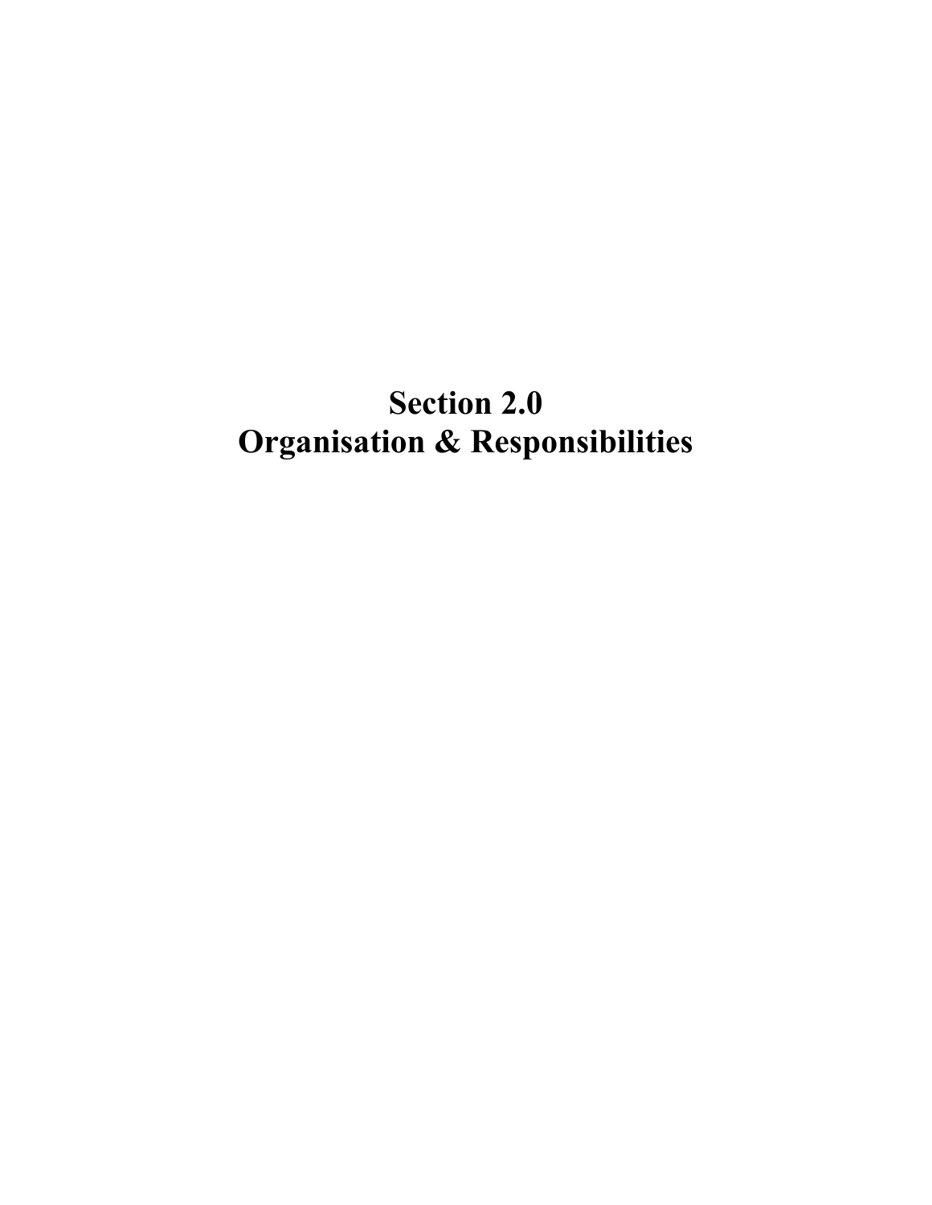# Section 2.0
# Organisation & Responsibilities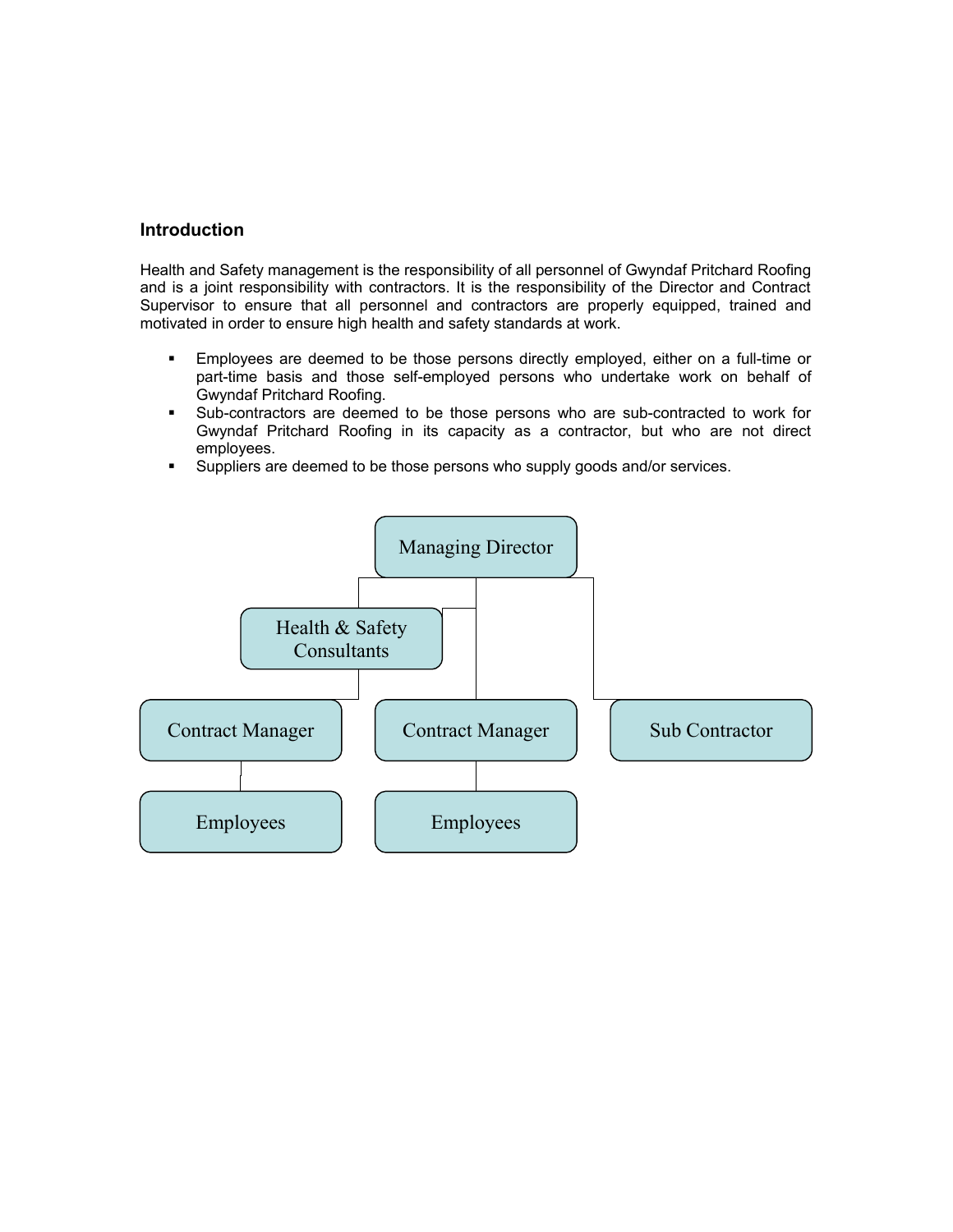## Introduction

Health and Safety management is the responsibility of all personnel of Gwyndaf Pritchard Roofing and is a joint responsibility with contractors. It is the responsibility of the Director and Contract Supervisor to ensure that all personnel and contractors are properly equipped, trained and motivated in order to ensure high health and safety standards at work.

- Employees are deemed to be those persons directly employed, either on a full-time or part-time basis and those self-employed persons who undertake work on behalf of Gwyndaf Pritchard Roofing.
- Sub-contractors are deemed to be those persons who are sub-contracted to work for Gwyndaf Pritchard Roofing in its capacity as a contractor, but who are not direct employees.
- Suppliers are deemed to be those persons who supply goods and/or services.

Managing Director

Health & Safety Consultants

Contract Manager

Contract Manager

Sub Contractor

Employees

Employees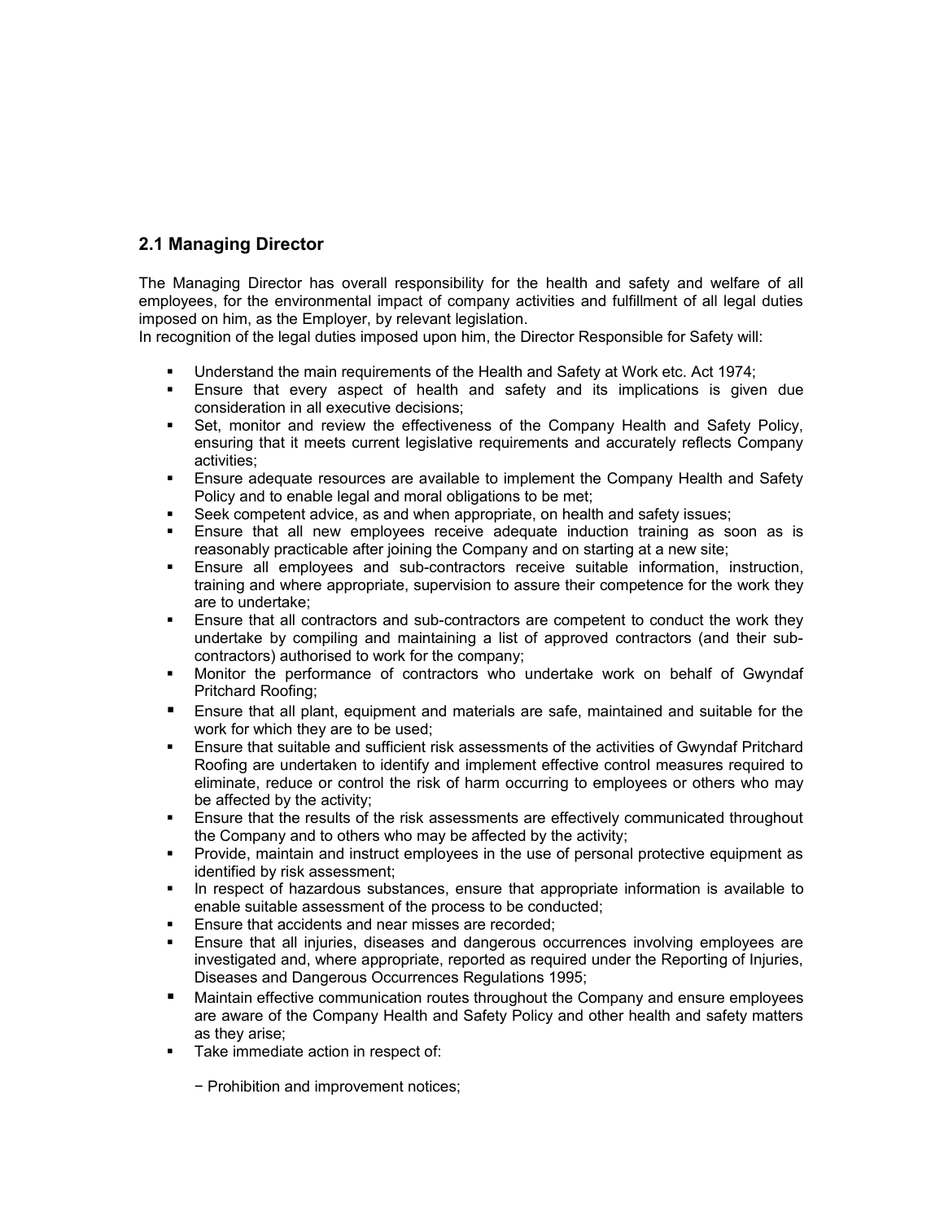## 2.1 Managing Director

The Managing Director has overall responsibility for the health and safety and welfare of all employees, for the environmental impact of company activities and fulfillment of all legal duties imposed on him, as the Employer, by relevant legislation.
In recognition of the legal duties imposed upon him, the Director Responsible for Safety will:

- Understand the main requirements of the Health and Safety at Work etc. Act 1974;
- Ensure that every aspect of health and safety and its implications is given due consideration in all executive decisions;
- Set, monitor and review the effectiveness of the Company Health and Safety Policy, ensuring that it meets current legislative requirements and accurately reflects Company activities;
- Ensure adequate resources are available to implement the Company Health and Safety Policy and to enable legal and moral obligations to be met;
- Seek competent advice, as and when appropriate, on health and safety issues;
- Ensure that all new employees receive adequate induction training as soon as is reasonably practicable after joining the Company and on starting at a new site;
- Ensure all employees and sub-contractors receive suitable information, instruction, training and where appropriate, supervision to assure their competence for the work they are to undertake;
- Ensure that all contractors and sub-contractors are competent to conduct the work they undertake by compiling and maintaining a list of approved contractors (and their sub-contractors) authorised to work for the company;
- Monitor the performance of contractors who undertake work on behalf of Gwyndaf Pritchard Roofing;
- Ensure that all plant, equipment and materials are safe, maintained and suitable for the work for which they are to be used;
- Ensure that suitable and sufficient risk assessments of the activities of Gwyndaf Pritchard Roofing are undertaken to identify and implement effective control measures required to eliminate, reduce or control the risk of harm occurring to employees or others who may be affected by the activity;
- Ensure that the results of the risk assessments are effectively communicated throughout the Company and to others who may be affected by the activity;
- Provide, maintain and instruct employees in the use of personal protective equipment as identified by risk assessment;
- In respect of hazardous substances, ensure that appropriate information is available to enable suitable assessment of the process to be conducted;
- Ensure that accidents and near misses are recorded;
- Ensure that all injuries, diseases and dangerous occurrences involving employees are investigated and, where appropriate, reported as required under the Reporting of Injuries, Diseases and Dangerous Occurrences Regulations 1995;
- Maintain effective communication routes throughout the Company and ensure employees are aware of the Company Health and Safety Policy and other health and safety matters as they arise;
- Take immediate action in respect of:

  − Prohibition and improvement notices;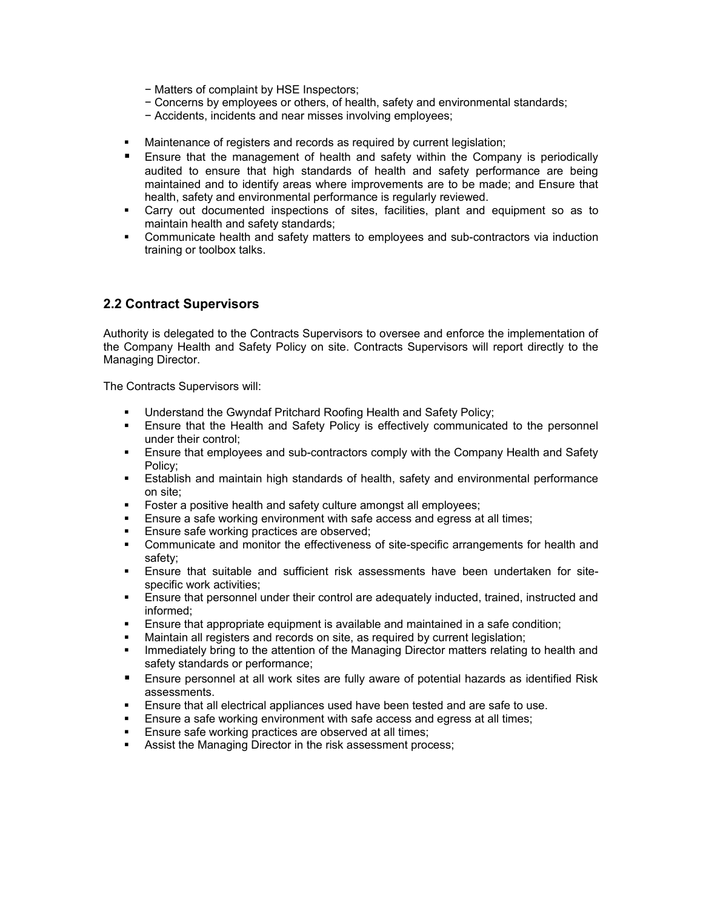- Matters of complaint by HSE Inspectors;
  - Concerns by employees or others, of health, safety and environmental standards;
  - Accidents, incidents and near misses involving employees;

- Maintenance of registers and records as required by current legislation;
- Ensure that the management of health and safety within the Company is periodically audited to ensure that high standards of health and safety performance are being maintained and to identify areas where improvements are to be made; and Ensure that health, safety and environmental performance is regularly reviewed.
- Carry out documented inspections of sites, facilities, plant and equipment so as to maintain health and safety standards;
- Communicate health and safety matters to employees and sub-contractors via induction training or toolbox talks.

## 2.2 Contract Supervisors

Authority is delegated to the Contracts Supervisors to oversee and enforce the implementation of the Company Health and Safety Policy on site. Contracts Supervisors will report directly to the Managing Director.

The Contracts Supervisors will:

- Understand the Gwyndaf Pritchard Roofing Health and Safety Policy;
- Ensure that the Health and Safety Policy is effectively communicated to the personnel under their control;
- Ensure that employees and sub-contractors comply with the Company Health and Safety Policy;
- Establish and maintain high standards of health, safety and environmental performance on site;
- Foster a positive health and safety culture amongst all employees;
- Ensure a safe working environment with safe access and egress at all times;
- Ensure safe working practices are observed;
- Communicate and monitor the effectiveness of site-specific arrangements for health and safety;
- Ensure that suitable and sufficient risk assessments have been undertaken for site-specific work activities;
- Ensure that personnel under their control are adequately inducted, trained, instructed and informed;
- Ensure that appropriate equipment is available and maintained in a safe condition;
- Maintain all registers and records on site, as required by current legislation;
- Immediately bring to the attention of the Managing Director matters relating to health and safety standards or performance;
- Ensure personnel at all work sites are fully aware of potential hazards as identified Risk assessments.
- Ensure that all electrical appliances used have been tested and are safe to use.
- Ensure a safe working environment with safe access and egress at all times;
- Ensure safe working practices are observed at all times;
- Assist the Managing Director in the risk assessment process;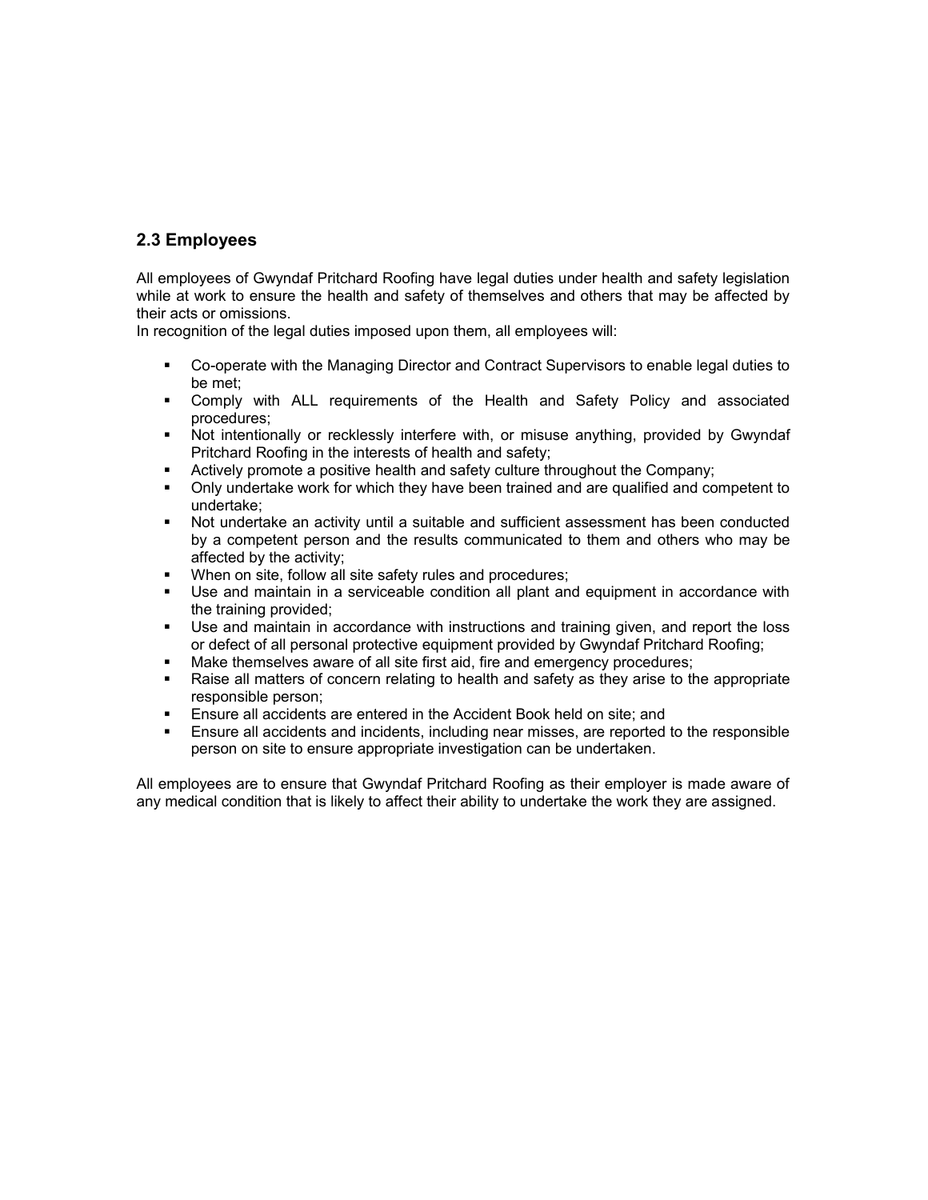## 2.3 Employees

All employees of Gwyndaf Pritchard Roofing have legal duties under health and safety legislation while at work to ensure the health and safety of themselves and others that may be affected by their acts or omissions.
In recognition of the legal duties imposed upon them, all employees will:

- Co-operate with the Managing Director and Contract Supervisors to enable legal duties to be met;
- Comply with ALL requirements of the Health and Safety Policy and associated procedures;
- Not intentionally or recklessly interfere with, or misuse anything, provided by Gwyndaf Pritchard Roofing in the interests of health and safety;
- Actively promote a positive health and safety culture throughout the Company;
- Only undertake work for which they have been trained and are qualified and competent to undertake;
- Not undertake an activity until a suitable and sufficient assessment has been conducted by a competent person and the results communicated to them and others who may be affected by the activity;
- When on site, follow all site safety rules and procedures;
- Use and maintain in a serviceable condition all plant and equipment in accordance with the training provided;
- Use and maintain in accordance with instructions and training given, and report the loss or defect of all personal protective equipment provided by Gwyndaf Pritchard Roofing;
- Make themselves aware of all site first aid, fire and emergency procedures;
- Raise all matters of concern relating to health and safety as they arise to the appropriate responsible person;
- Ensure all accidents are entered in the Accident Book held on site; and
- Ensure all accidents and incidents, including near misses, are reported to the responsible person on site to ensure appropriate investigation can be undertaken.

All employees are to ensure that Gwyndaf Pritchard Roofing as their employer is made aware of any medical condition that is likely to affect their ability to undertake the work they are assigned.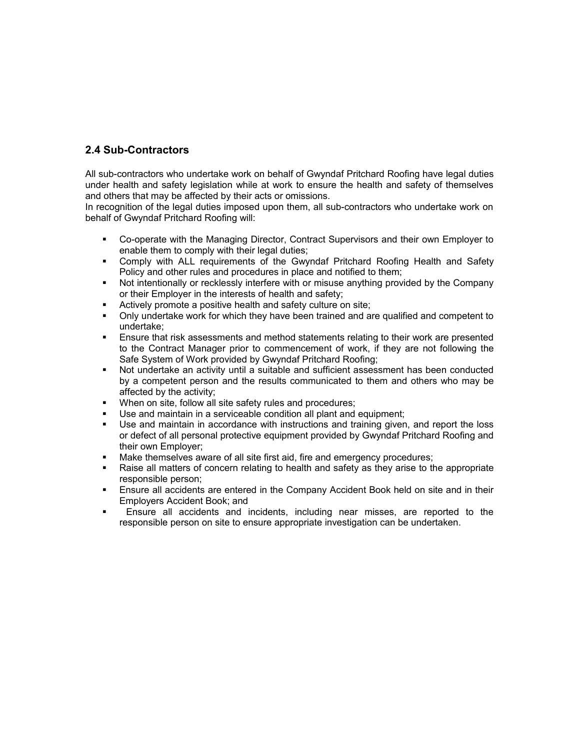## 2.4 Sub-Contractors

All sub-contractors who undertake work on behalf of Gwyndaf Pritchard Roofing have legal duties under health and safety legislation while at work to ensure the health and safety of themselves and others that may be affected by their acts or omissions.
In recognition of the legal duties imposed upon them, all sub-contractors who undertake work on behalf of Gwyndaf Pritchard Roofing will:

- Co-operate with the Managing Director, Contract Supervisors and their own Employer to enable them to comply with their legal duties;
- Comply with ALL requirements of the Gwyndaf Pritchard Roofing Health and Safety Policy and other rules and procedures in place and notified to them;
- Not intentionally or recklessly interfere with or misuse anything provided by the Company or their Employer in the interests of health and safety;
- Actively promote a positive health and safety culture on site;
- Only undertake work for which they have been trained and are qualified and competent to undertake;
- Ensure that risk assessments and method statements relating to their work are presented to the Contract Manager prior to commencement of work, if they are not following the Safe System of Work provided by Gwyndaf Pritchard Roofing;
- Not undertake an activity until a suitable and sufficient assessment has been conducted by a competent person and the results communicated to them and others who may be affected by the activity;
- When on site, follow all site safety rules and procedures;
- Use and maintain in a serviceable condition all plant and equipment;
- Use and maintain in accordance with instructions and training given, and report the loss or defect of all personal protective equipment provided by Gwyndaf Pritchard Roofing and their own Employer;
- Make themselves aware of all site first aid, fire and emergency procedures;
- Raise all matters of concern relating to health and safety as they arise to the appropriate responsible person;
- Ensure all accidents are entered in the Company Accident Book held on site and in their Employers Accident Book; and
- Ensure all accidents and incidents, including near misses, are reported to the responsible person on site to ensure appropriate investigation can be undertaken.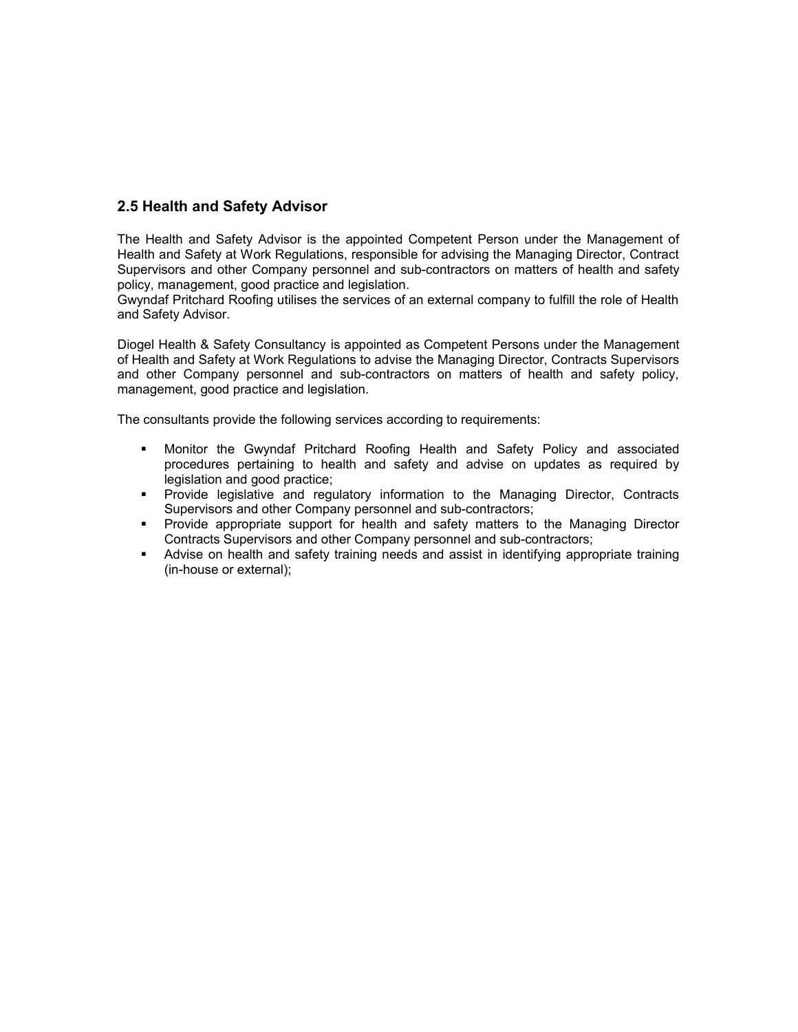## 2.5 Health and Safety Advisor

The Health and Safety Advisor is the appointed Competent Person under the Management of Health and Safety at Work Regulations, responsible for advising the Managing Director, Contract Supervisors and other Company personnel and sub-contractors on matters of health and safety policy, management, good practice and legislation.
Gwyndaf Pritchard Roofing utilises the services of an external company to fulfill the role of Health and Safety Advisor.

Diogel Health & Safety Consultancy is appointed as Competent Persons under the Management of Health and Safety at Work Regulations to advise the Managing Director, Contracts Supervisors and other Company personnel and sub-contractors on matters of health and safety policy, management, good practice and legislation.

The consultants provide the following services according to requirements:

- Monitor the Gwyndaf Pritchard Roofing Health and Safety Policy and associated procedures pertaining to health and safety and advise on updates as required by legislation and good practice;
- Provide legislative and regulatory information to the Managing Director, Contracts Supervisors and other Company personnel and sub-contractors;
- Provide appropriate support for health and safety matters to the Managing Director Contracts Supervisors and other Company personnel and sub-contractors;
- Advise on health and safety training needs and assist in identifying appropriate training (in-house or external);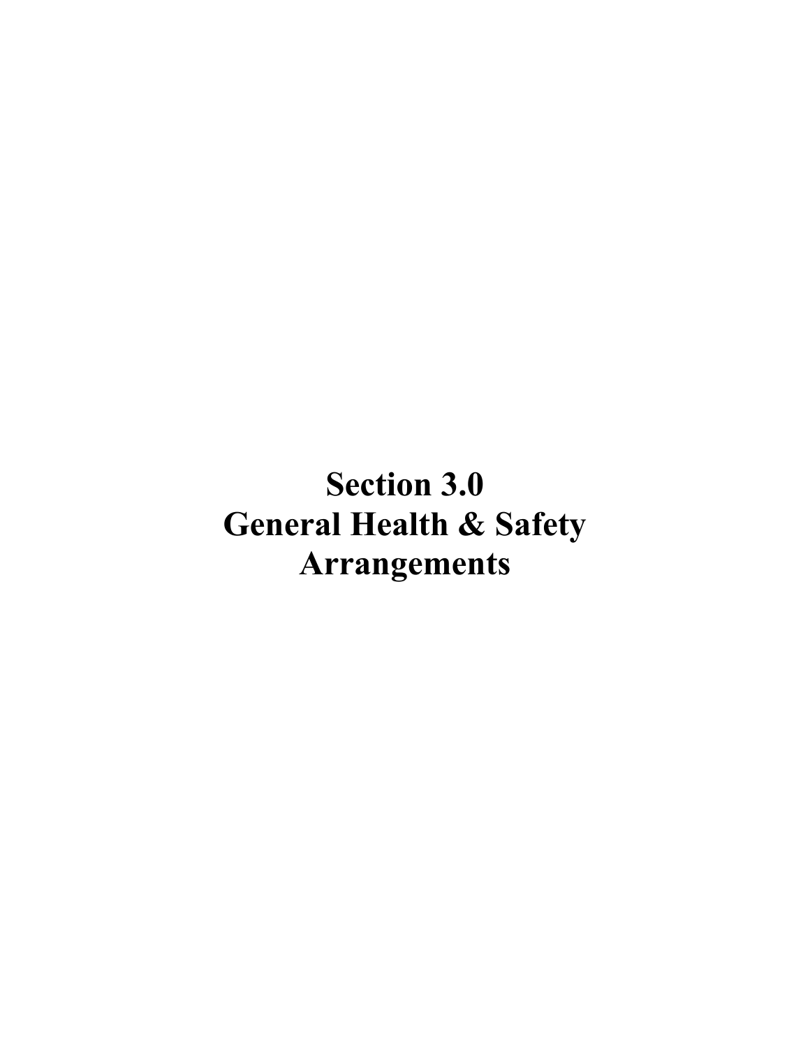# Section 3.0
# General Health & Safety Arrangements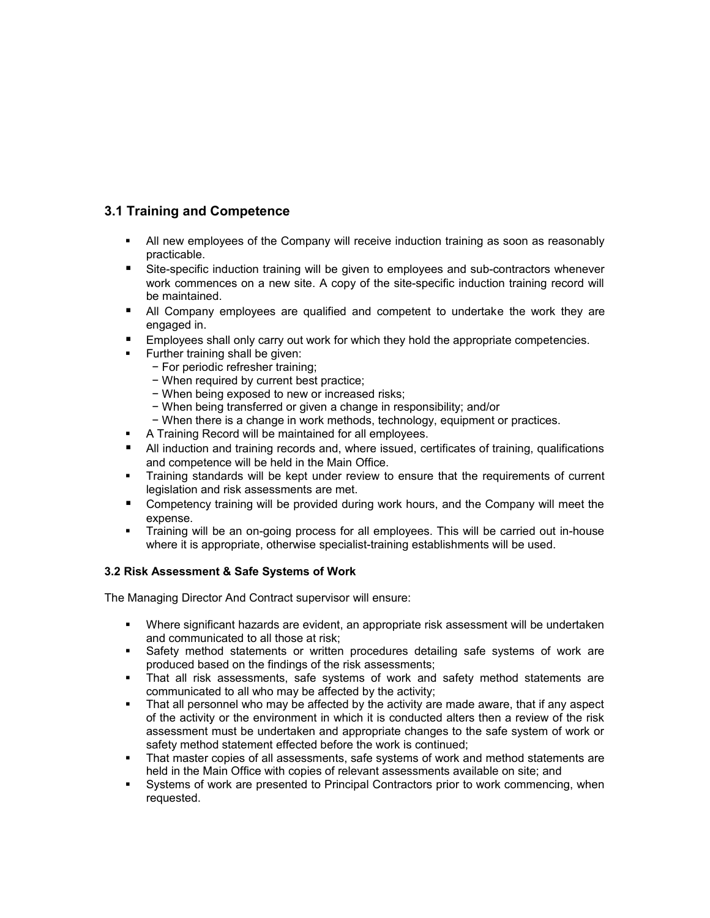## 3.1 Training and Competence

- All new employees of the Company will receive induction training as soon as reasonably practicable.
- Site-specific induction training will be given to employees and sub-contractors whenever work commences on a new site. A copy of the site-specific induction training record will be maintained.
- All Company employees are qualified and competent to undertake the work they are engaged in.
- Employees shall only carry out work for which they hold the appropriate competencies.
- Further training shall be given:
  - For periodic refresher training;
  - When required by current best practice;
  - When being exposed to new or increased risks;
  - When being transferred or given a change in responsibility; and/or
  - When there is a change in work methods, technology, equipment or practices.
- A Training Record will be maintained for all employees.
- All induction and training records and, where issued, certificates of training, qualifications and competence will be held in the Main Office.
- Training standards will be kept under review to ensure that the requirements of current legislation and risk assessments are met.
- Competency training will be provided during work hours, and the Company will meet the expense.
- Training will be an on-going process for all employees. This will be carried out in-house where it is appropriate, otherwise specialist-training establishments will be used.

### 3.2 Risk Assessment & Safe Systems of Work

The Managing Director And Contract supervisor will ensure:

- Where significant hazards are evident, an appropriate risk assessment will be undertaken and communicated to all those at risk;
- Safety method statements or written procedures detailing safe systems of work are produced based on the findings of the risk assessments;
- That all risk assessments, safe systems of work and safety method statements are communicated to all who may be affected by the activity;
- That all personnel who may be affected by the activity are made aware, that if any aspect of the activity or the environment in which it is conducted alters then a review of the risk assessment must be undertaken and appropriate changes to the safe system of work or safety method statement effected before the work is continued;
- That master copies of all assessments, safe systems of work and method statements are held in the Main Office with copies of relevant assessments available on site; and
- Systems of work are presented to Principal Contractors prior to work commencing, when requested.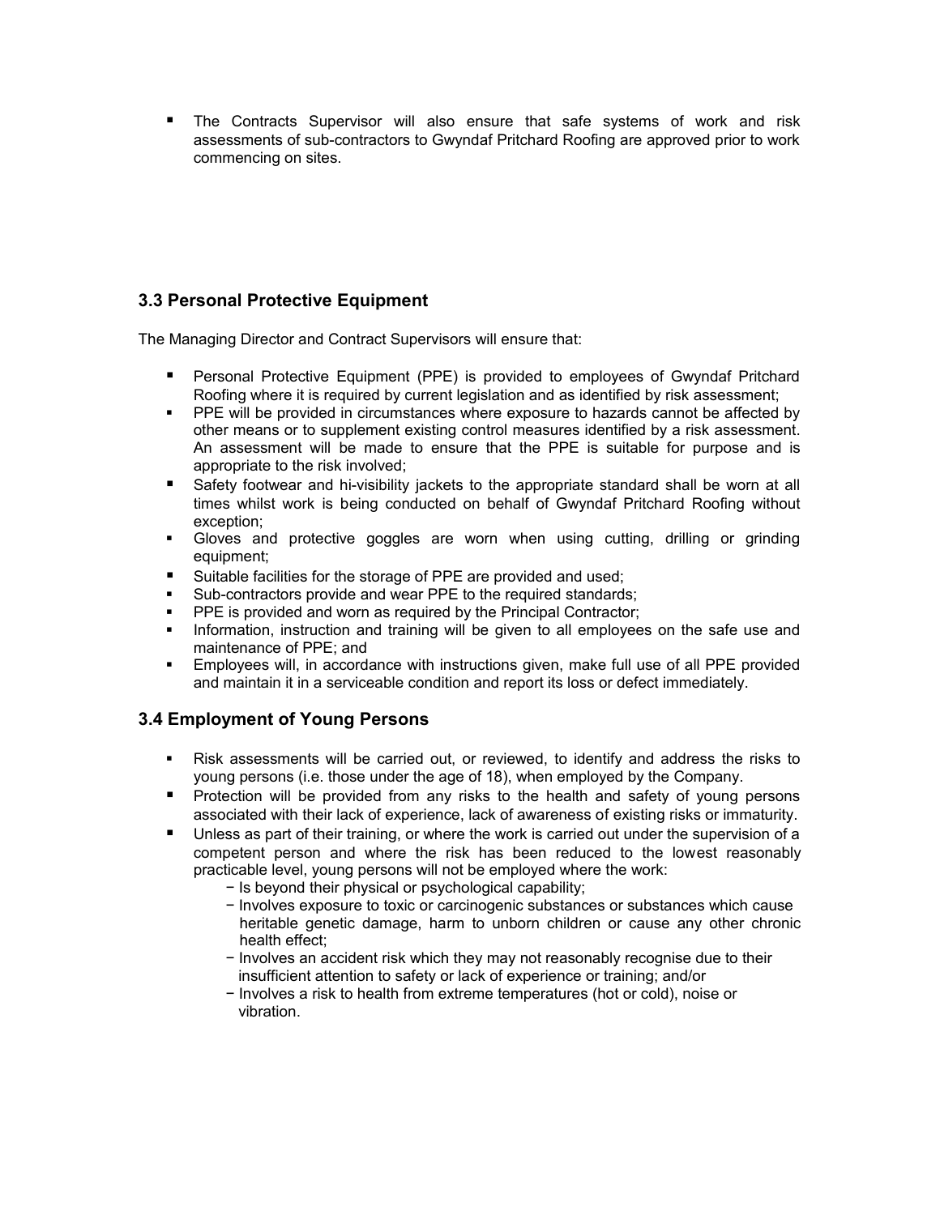- The Contracts Supervisor will also ensure that safe systems of work and risk assessments of sub-contractors to Gwyndaf Pritchard Roofing are approved prior to work commencing on sites.

### 3.3 Personal Protective Equipment

The Managing Director and Contract Supervisors will ensure that:

- Personal Protective Equipment (PPE) is provided to employees of Gwyndaf Pritchard Roofing where it is required by current legislation and as identified by risk assessment;
- PPE will be provided in circumstances where exposure to hazards cannot be affected by other means or to supplement existing control measures identified by a risk assessment. An assessment will be made to ensure that the PPE is suitable for purpose and is appropriate to the risk involved;
- Safety footwear and hi-visibility jackets to the appropriate standard shall be worn at all times whilst work is being conducted on behalf of Gwyndaf Pritchard Roofing without exception;
- Gloves and protective goggles are worn when using cutting, drilling or grinding equipment;
- Suitable facilities for the storage of PPE are provided and used;
- Sub-contractors provide and wear PPE to the required standards;
- PPE is provided and worn as required by the Principal Contractor;
- Information, instruction and training will be given to all employees on the safe use and maintenance of PPE; and
- Employees will, in accordance with instructions given, make full use of all PPE provided and maintain it in a serviceable condition and report its loss or defect immediately.

### 3.4 Employment of Young Persons

- Risk assessments will be carried out, or reviewed, to identify and address the risks to young persons (i.e. those under the age of 18), when employed by the Company.
- Protection will be provided from any risks to the health and safety of young persons associated with their lack of experience, lack of awareness of existing risks or immaturity.
- Unless as part of their training, or where the work is carried out under the supervision of a competent person and where the risk has been reduced to the lowest reasonably practicable level, young persons will not be employed where the work:
  - Is beyond their physical or psychological capability;
  - Involves exposure to toxic or carcinogenic substances or substances which cause heritable genetic damage, harm to unborn children or cause any other chronic health effect;
  - Involves an accident risk which they may not reasonably recognise due to their insufficient attention to safety or lack of experience or training; and/or
  - Involves a risk to health from extreme temperatures (hot or cold), noise or vibration.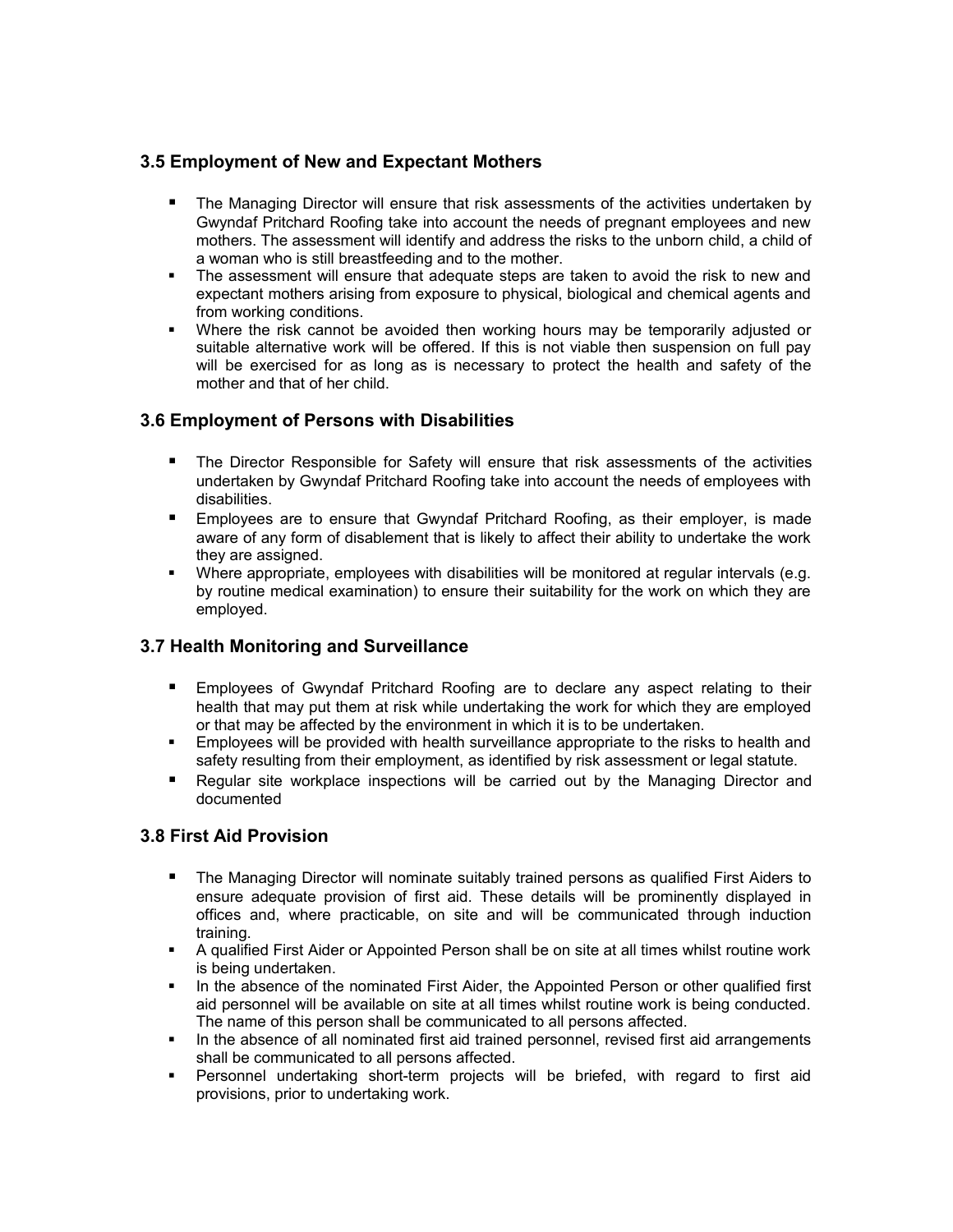## 3.5 Employment of New and Expectant Mothers

- The Managing Director will ensure that risk assessments of the activities undertaken by Gwyndaf Pritchard Roofing take into account the needs of pregnant employees and new mothers. The assessment will identify and address the risks to the unborn child, a child of a woman who is still breastfeeding and to the mother.
- The assessment will ensure that adequate steps are taken to avoid the risk to new and expectant mothers arising from exposure to physical, biological and chemical agents and from working conditions.
- Where the risk cannot be avoided then working hours may be temporarily adjusted or suitable alternative work will be offered. If this is not viable then suspension on full pay will be exercised for as long as is necessary to protect the health and safety of the mother and that of her child.

## 3.6 Employment of Persons with Disabilities

- The Director Responsible for Safety will ensure that risk assessments of the activities undertaken by Gwyndaf Pritchard Roofing take into account the needs of employees with disabilities.
- Employees are to ensure that Gwyndaf Pritchard Roofing, as their employer, is made aware of any form of disablement that is likely to affect their ability to undertake the work they are assigned.
- Where appropriate, employees with disabilities will be monitored at regular intervals (e.g. by routine medical examination) to ensure their suitability for the work on which they are employed.

## 3.7 Health Monitoring and Surveillance

- Employees of Gwyndaf Pritchard Roofing are to declare any aspect relating to their health that may put them at risk while undertaking the work for which they are employed or that may be affected by the environment in which it is to be undertaken.
- Employees will be provided with health surveillance appropriate to the risks to health and safety resulting from their employment, as identified by risk assessment or legal statute.
- Regular site workplace inspections will be carried out by the Managing Director and documented

## 3.8 First Aid Provision

- The Managing Director will nominate suitably trained persons as qualified First Aiders to ensure adequate provision of first aid. These details will be prominently displayed in offices and, where practicable, on site and will be communicated through induction training.
- A qualified First Aider or Appointed Person shall be on site at all times whilst routine work is being undertaken.
- In the absence of the nominated First Aider, the Appointed Person or other qualified first aid personnel will be available on site at all times whilst routine work is being conducted. The name of this person shall be communicated to all persons affected.
- In the absence of all nominated first aid trained personnel, revised first aid arrangements shall be communicated to all persons affected.
- Personnel undertaking short-term projects will be briefed, with regard to first aid provisions, prior to undertaking work.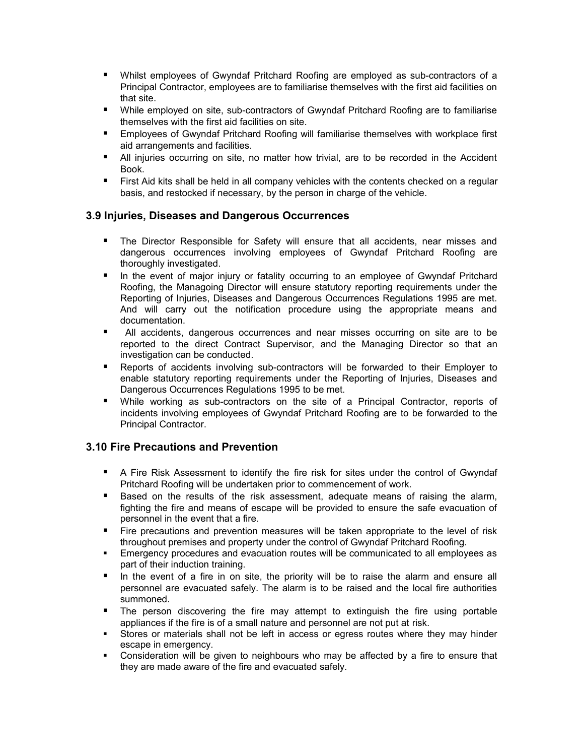- Whilst employees of Gwyndaf Pritchard Roofing are employed as sub-contractors of a Principal Contractor, employees are to familiarise themselves with the first aid facilities on that site.
- While employed on site, sub-contractors of Gwyndaf Pritchard Roofing are to familiarise themselves with the first aid facilities on site.
- Employees of Gwyndaf Pritchard Roofing will familiarise themselves with workplace first aid arrangements and facilities.
- All injuries occurring on site, no matter how trivial, are to be recorded in the Accident Book.
- First Aid kits shall be held in all company vehicles with the contents checked on a regular basis, and restocked if necessary, by the person in charge of the vehicle.

### 3.9 Injuries, Diseases and Dangerous Occurrences

- The Director Responsible for Safety will ensure that all accidents, near misses and dangerous occurrences involving employees of Gwyndaf Pritchard Roofing are thoroughly investigated.
- In the event of major injury or fatality occurring to an employee of Gwyndaf Pritchard Roofing, the Managoing Director will ensure statutory reporting requirements under the Reporting of Injuries, Diseases and Dangerous Occurrences Regulations 1995 are met. And will carry out the notification procedure using the appropriate means and documentation.
- All accidents, dangerous occurrences and near misses occurring on site are to be reported to the direct Contract Supervisor, and the Managing Director so that an investigation can be conducted.
- Reports of accidents involving sub-contractors will be forwarded to their Employer to enable statutory reporting requirements under the Reporting of Injuries, Diseases and Dangerous Occurrences Regulations 1995 to be met.
- While working as sub-contractors on the site of a Principal Contractor, reports of incidents involving employees of Gwyndaf Pritchard Roofing are to be forwarded to the Principal Contractor.

### 3.10 Fire Precautions and Prevention

- A Fire Risk Assessment to identify the fire risk for sites under the control of Gwyndaf Pritchard Roofing will be undertaken prior to commencement of work.
- Based on the results of the risk assessment, adequate means of raising the alarm, fighting the fire and means of escape will be provided to ensure the safe evacuation of personnel in the event that a fire.
- Fire precautions and prevention measures will be taken appropriate to the level of risk throughout premises and property under the control of Gwyndaf Pritchard Roofing.
- Emergency procedures and evacuation routes will be communicated to all employees as part of their induction training.
- In the event of a fire in on site, the priority will be to raise the alarm and ensure all personnel are evacuated safely. The alarm is to be raised and the local fire authorities summoned.
- The person discovering the fire may attempt to extinguish the fire using portable appliances if the fire is of a small nature and personnel are not put at risk.
- Stores or materials shall not be left in access or egress routes where they may hinder escape in emergency.
- Consideration will be given to neighbours who may be affected by a fire to ensure that they are made aware of the fire and evacuated safely.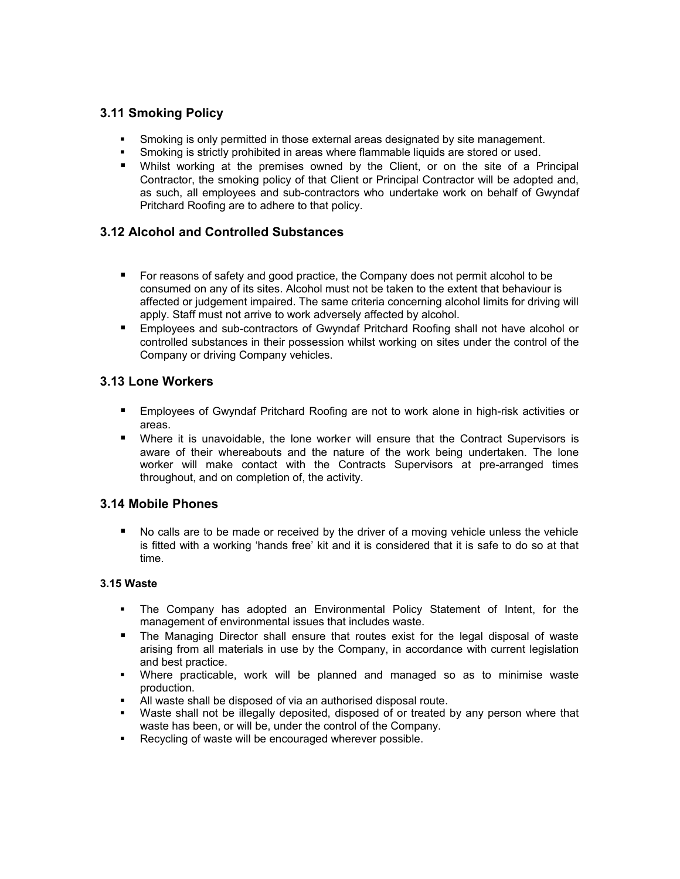## 3.11 Smoking Policy

- Smoking is only permitted in those external areas designated by site management.
- Smoking is strictly prohibited in areas where flammable liquids are stored or used.
- Whilst working at the premises owned by the Client, or on the site of a Principal Contractor, the smoking policy of that Client or Principal Contractor will be adopted and, as such, all employees and sub-contractors who undertake work on behalf of Gwyndaf Pritchard Roofing are to adhere to that policy.

## 3.12 Alcohol and Controlled Substances

- For reasons of safety and good practice, the Company does not permit alcohol to be consumed on any of its sites. Alcohol must not be taken to the extent that behaviour is affected or judgement impaired. The same criteria concerning alcohol limits for driving will apply. Staff must not arrive to work adversely affected by alcohol.
- Employees and sub-contractors of Gwyndaf Pritchard Roofing shall not have alcohol or controlled substances in their possession whilst working on sites under the control of the Company or driving Company vehicles.

## 3.13 Lone Workers

- Employees of Gwyndaf Pritchard Roofing are not to work alone in high-risk activities or areas.
- Where it is unavoidable, the lone worker will ensure that the Contract Supervisors is aware of their whereabouts and the nature of the work being undertaken. The lone worker will make contact with the Contracts Supervisors at pre-arranged times throughout, and on completion of, the activity.

## 3.14 Mobile Phones

- No calls are to be made or received by the driver of a moving vehicle unless the vehicle is fitted with a working 'hands free' kit and it is considered that it is safe to do so at that time.

#### 3.15 Waste

- The Company has adopted an Environmental Policy Statement of Intent, for the management of environmental issues that includes waste.
- The Managing Director shall ensure that routes exist for the legal disposal of waste arising from all materials in use by the Company, in accordance with current legislation and best practice.
- Where practicable, work will be planned and managed so as to minimise waste production.
- All waste shall be disposed of via an authorised disposal route.
- Waste shall not be illegally deposited, disposed of or treated by any person where that waste has been, or will be, under the control of the Company.
- Recycling of waste will be encouraged wherever possible.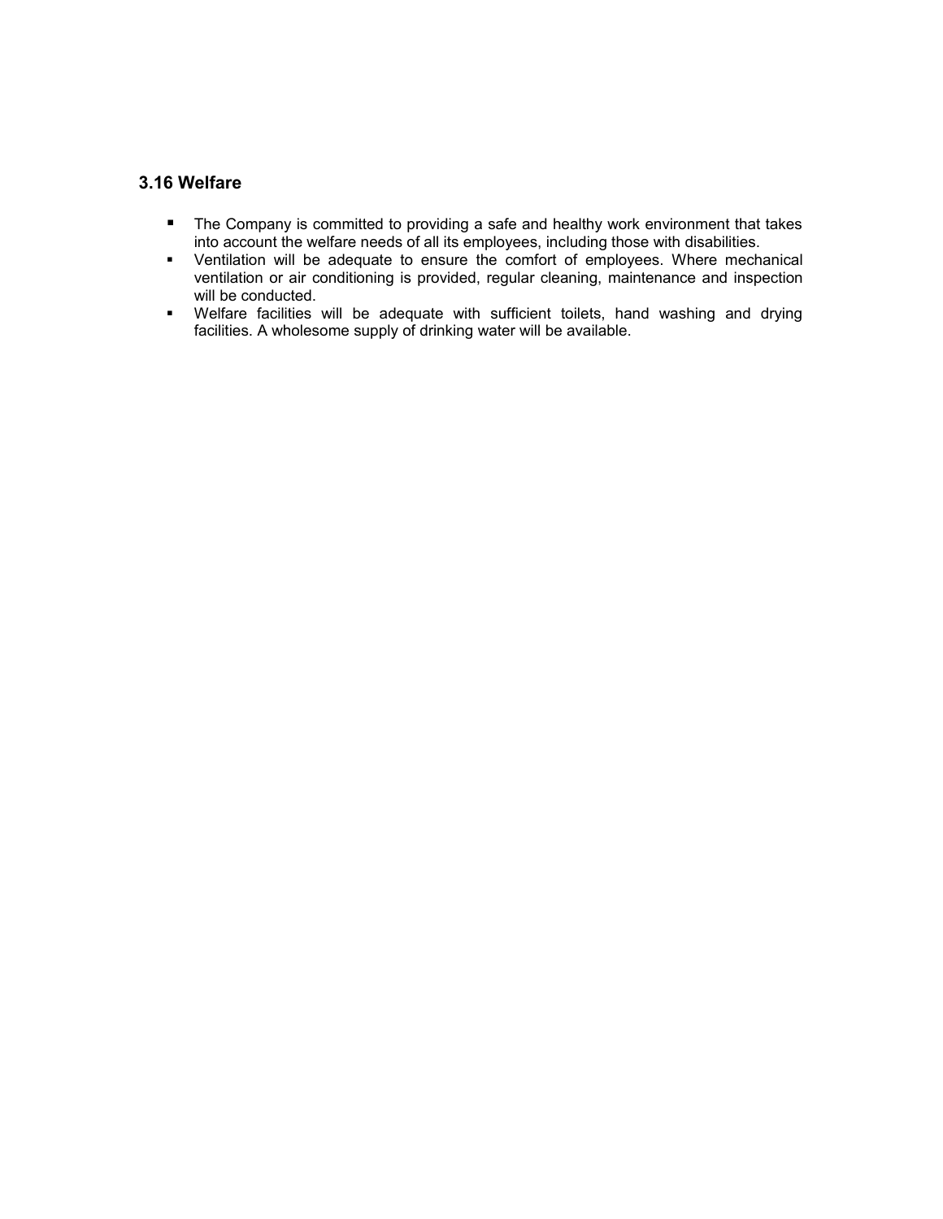### 3.16 Welfare

- The Company is committed to providing a safe and healthy work environment that takes into account the welfare needs of all its employees, including those with disabilities.
- Ventilation will be adequate to ensure the comfort of employees. Where mechanical ventilation or air conditioning is provided, regular cleaning, maintenance and inspection will be conducted.
- Welfare facilities will be adequate with sufficient toilets, hand washing and drying facilities. A wholesome supply of drinking water will be available.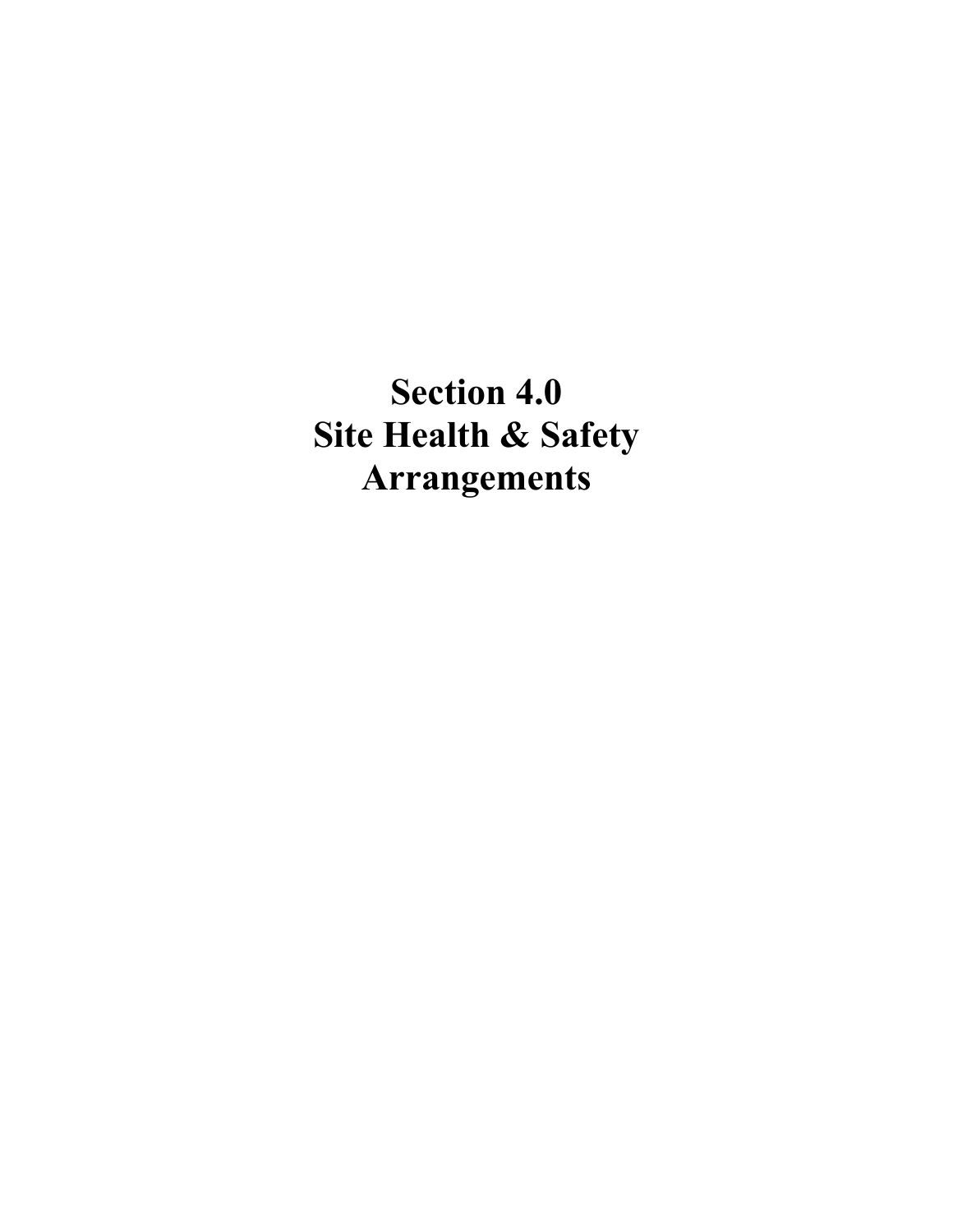# Section 4.0
# Site Health & Safety Arrangements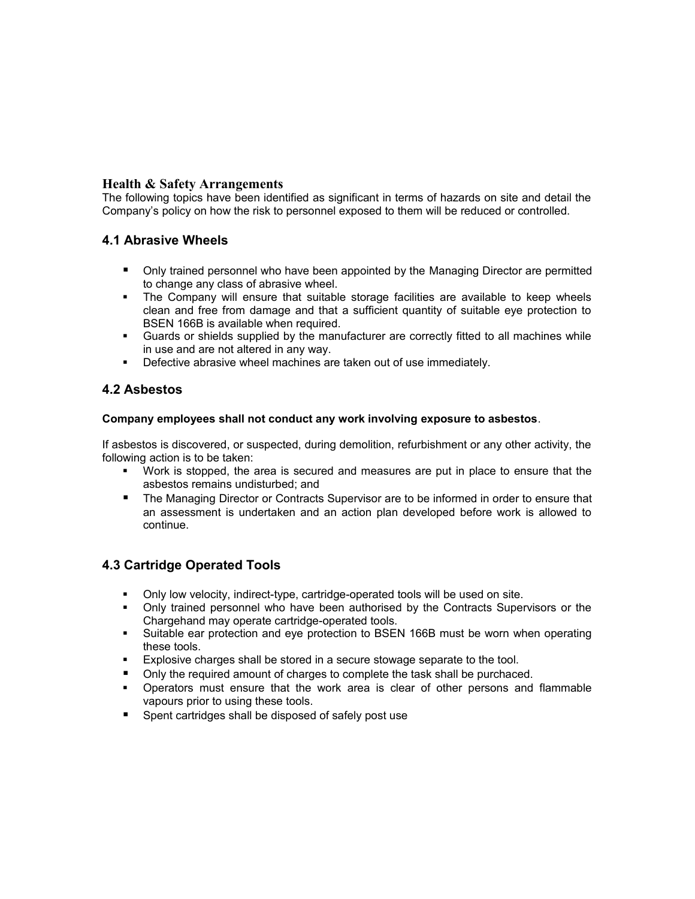## Health & Safety Arrangements

The following topics have been identified as significant in terms of hazards on site and detail the Company's policy on how the risk to personnel exposed to them will be reduced or controlled.

### 4.1 Abrasive Wheels

- Only trained personnel who have been appointed by the Managing Director are permitted to change any class of abrasive wheel.
- The Company will ensure that suitable storage facilities are available to keep wheels clean and free from damage and that a sufficient quantity of suitable eye protection to BSEN 166B is available when required.
- Guards or shields supplied by the manufacturer are correctly fitted to all machines while in use and are not altered in any way.
- Defective abrasive wheel machines are taken out of use immediately.

### 4.2 Asbestos

**Company employees shall not conduct any work involving exposure to asbestos**.

If asbestos is discovered, or suspected, during demolition, refurbishment or any other activity, the following action is to be taken:

- Work is stopped, the area is secured and measures are put in place to ensure that the asbestos remains undisturbed; and
- The Managing Director or Contracts Supervisor are to be informed in order to ensure that an assessment is undertaken and an action plan developed before work is allowed to continue.

### 4.3 Cartridge Operated Tools

- Only low velocity, indirect-type, cartridge-operated tools will be used on site.
- Only trained personnel who have been authorised by the Contracts Supervisors or the Chargehand may operate cartridge-operated tools.
- Suitable ear protection and eye protection to BSEN 166B must be worn when operating these tools.
- Explosive charges shall be stored in a secure stowage separate to the tool.
- Only the required amount of charges to complete the task shall be purchased.
- Operators must ensure that the work area is clear of other persons and flammable vapours prior to using these tools.
- Spent cartridges shall be disposed of safely post use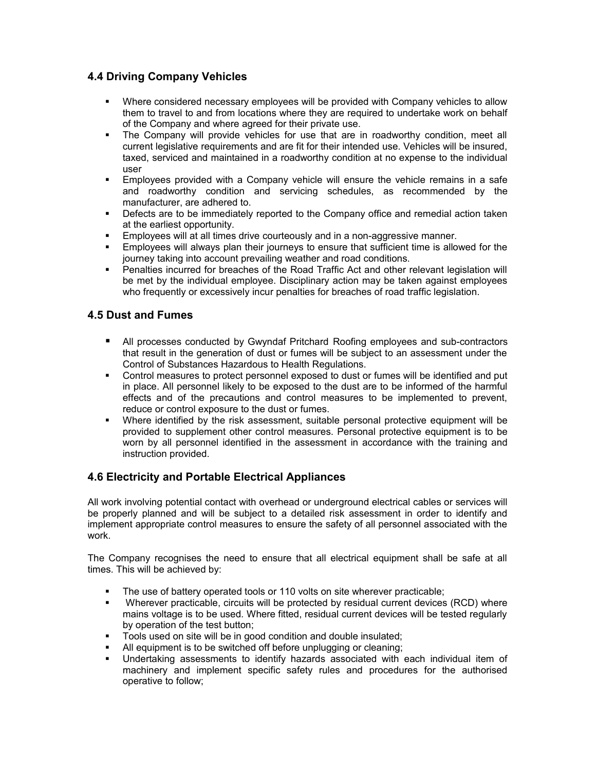## 4.4 Driving Company Vehicles

- Where considered necessary employees will be provided with Company vehicles to allow them to travel to and from locations where they are required to undertake work on behalf of the Company and where agreed for their private use.
- The Company will provide vehicles for use that are in roadworthy condition, meet all current legislative requirements and are fit for their intended use. Vehicles will be insured, taxed, serviced and maintained in a roadworthy condition at no expense to the individual user
- Employees provided with a Company vehicle will ensure the vehicle remains in a safe and roadworthy condition and servicing schedules, as recommended by the manufacturer, are adhered to.
- Defects are to be immediately reported to the Company office and remedial action taken at the earliest opportunity.
- Employees will at all times drive courteously and in a non-aggressive manner.
- Employees will always plan their journeys to ensure that sufficient time is allowed for the journey taking into account prevailing weather and road conditions.
- Penalties incurred for breaches of the Road Traffic Act and other relevant legislation will be met by the individual employee. Disciplinary action may be taken against employees who frequently or excessively incur penalties for breaches of road traffic legislation.

## 4.5 Dust and Fumes

- All processes conducted by Gwyndaf Pritchard Roofing employees and sub-contractors that result in the generation of dust or fumes will be subject to an assessment under the Control of Substances Hazardous to Health Regulations.
- Control measures to protect personnel exposed to dust or fumes will be identified and put in place. All personnel likely to be exposed to the dust are to be informed of the harmful effects and of the precautions and control measures to be implemented to prevent, reduce or control exposure to the dust or fumes.
- Where identified by the risk assessment, suitable personal protective equipment will be provided to supplement other control measures. Personal protective equipment is to be worn by all personnel identified in the assessment in accordance with the training and instruction provided.

## 4.6 Electricity and Portable Electrical Appliances

All work involving potential contact with overhead or underground electrical cables or services will be properly planned and will be subject to a detailed risk assessment in order to identify and implement appropriate control measures to ensure the safety of all personnel associated with the work.

The Company recognises the need to ensure that all electrical equipment shall be safe at all times. This will be achieved by:

- The use of battery operated tools or 110 volts on site wherever practicable;
- Wherever practicable, circuits will be protected by residual current devices (RCD) where mains voltage is to be used. Where fitted, residual current devices will be tested regularly by operation of the test button;
- Tools used on site will be in good condition and double insulated;
- All equipment is to be switched off before unplugging or cleaning;
- Undertaking assessments to identify hazards associated with each individual item of machinery and implement specific safety rules and procedures for the authorised operative to follow;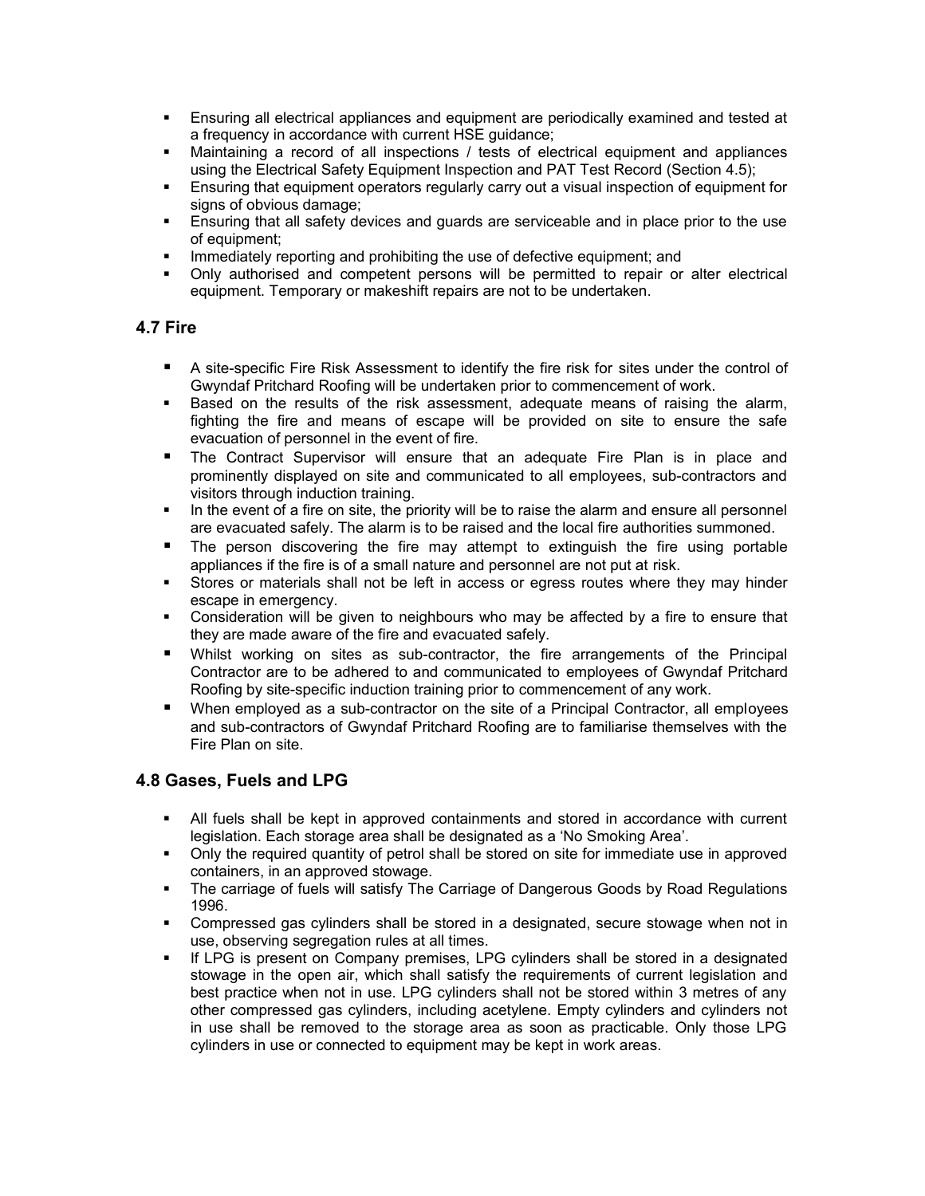- Ensuring all electrical appliances and equipment are periodically examined and tested at a frequency in accordance with current HSE guidance;
- Maintaining a record of all inspections / tests of electrical equipment and appliances using the Electrical Safety Equipment Inspection and PAT Test Record (Section 4.5);
- Ensuring that equipment operators regularly carry out a visual inspection of equipment for signs of obvious damage;
- Ensuring that all safety devices and guards are serviceable and in place prior to the use of equipment;
- Immediately reporting and prohibiting the use of defective equipment; and
- Only authorised and competent persons will be permitted to repair or alter electrical equipment. Temporary or makeshift repairs are not to be undertaken.

## 4.7 Fire

- A site-specific Fire Risk Assessment to identify the fire risk for sites under the control of Gwyndaf Pritchard Roofing will be undertaken prior to commencement of work.
- Based on the results of the risk assessment, adequate means of raising the alarm, fighting the fire and means of escape will be provided on site to ensure the safe evacuation of personnel in the event of fire.
- The Contract Supervisor will ensure that an adequate Fire Plan is in place and prominently displayed on site and communicated to all employees, sub-contractors and visitors through induction training.
- In the event of a fire on site, the priority will be to raise the alarm and ensure all personnel are evacuated safely. The alarm is to be raised and the local fire authorities summoned.
- The person discovering the fire may attempt to extinguish the fire using portable appliances if the fire is of a small nature and personnel are not put at risk.
- Stores or materials shall not be left in access or egress routes where they may hinder escape in emergency.
- Consideration will be given to neighbours who may be affected by a fire to ensure that they are made aware of the fire and evacuated safely.
- Whilst working on sites as sub-contractor, the fire arrangements of the Principal Contractor are to be adhered to and communicated to employees of Gwyndaf Pritchard Roofing by site-specific induction training prior to commencement of any work.
- When employed as a sub-contractor on the site of a Principal Contractor, all employees and sub-contractors of Gwyndaf Pritchard Roofing are to familiarise themselves with the Fire Plan on site.

## 4.8 Gases, Fuels and LPG

- All fuels shall be kept in approved containments and stored in accordance with current legislation. Each storage area shall be designated as a 'No Smoking Area'.
- Only the required quantity of petrol shall be stored on site for immediate use in approved containers, in an approved stowage.
- The carriage of fuels will satisfy The Carriage of Dangerous Goods by Road Regulations 1996.
- Compressed gas cylinders shall be stored in a designated, secure stowage when not in use, observing segregation rules at all times.
- If LPG is present on Company premises, LPG cylinders shall be stored in a designated stowage in the open air, which shall satisfy the requirements of current legislation and best practice when not in use. LPG cylinders shall not be stored within 3 metres of any other compressed gas cylinders, including acetylene. Empty cylinders and cylinders not in use shall be removed to the storage area as soon as practicable. Only those LPG cylinders in use or connected to equipment may be kept in work areas.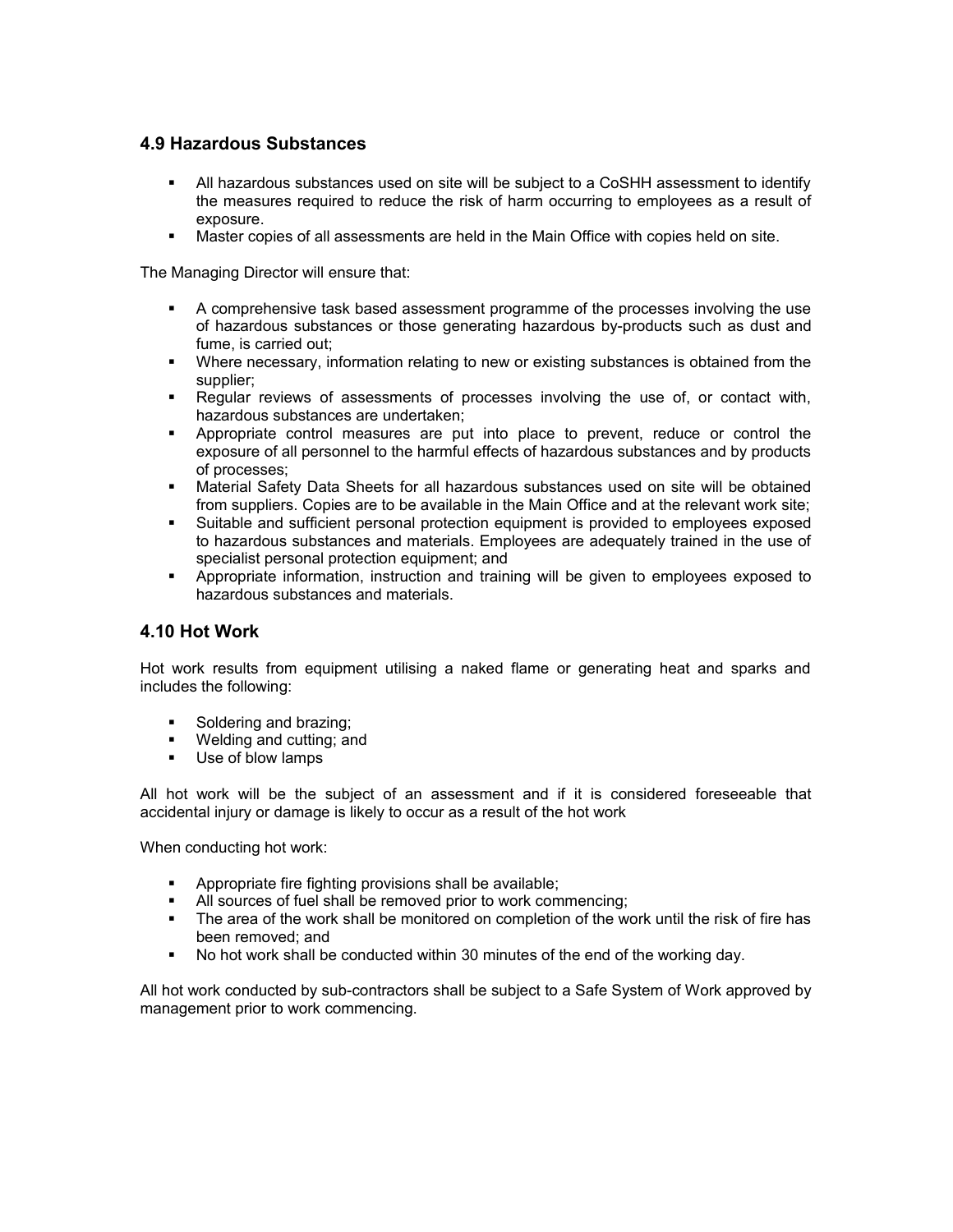## 4.9 Hazardous Substances

- All hazardous substances used on site will be subject to a CoSHH assessment to identify the measures required to reduce the risk of harm occurring to employees as a result of exposure.
- Master copies of all assessments are held in the Main Office with copies held on site.

The Managing Director will ensure that:

- A comprehensive task based assessment programme of the processes involving the use of hazardous substances or those generating hazardous by-products such as dust and fume, is carried out;
- Where necessary, information relating to new or existing substances is obtained from the supplier;
- Regular reviews of assessments of processes involving the use of, or contact with, hazardous substances are undertaken;
- Appropriate control measures are put into place to prevent, reduce or control the exposure of all personnel to the harmful effects of hazardous substances and by products of processes;
- Material Safety Data Sheets for all hazardous substances used on site will be obtained from suppliers. Copies are to be available in the Main Office and at the relevant work site;
- Suitable and sufficient personal protection equipment is provided to employees exposed to hazardous substances and materials. Employees are adequately trained in the use of specialist personal protection equipment; and
- Appropriate information, instruction and training will be given to employees exposed to hazardous substances and materials.

## 4.10 Hot Work

Hot work results from equipment utilising a naked flame or generating heat and sparks and includes the following:

- Soldering and brazing;
- Welding and cutting; and
- Use of blow lamps

All hot work will be the subject of an assessment and if it is considered foreseeable that accidental injury or damage is likely to occur as a result of the hot work

When conducting hot work:

- Appropriate fire fighting provisions shall be available;
- All sources of fuel shall be removed prior to work commencing;
- The area of the work shall be monitored on completion of the work until the risk of fire has been removed; and
- No hot work shall be conducted within 30 minutes of the end of the working day.

All hot work conducted by sub-contractors shall be subject to a Safe System of Work approved by management prior to work commencing.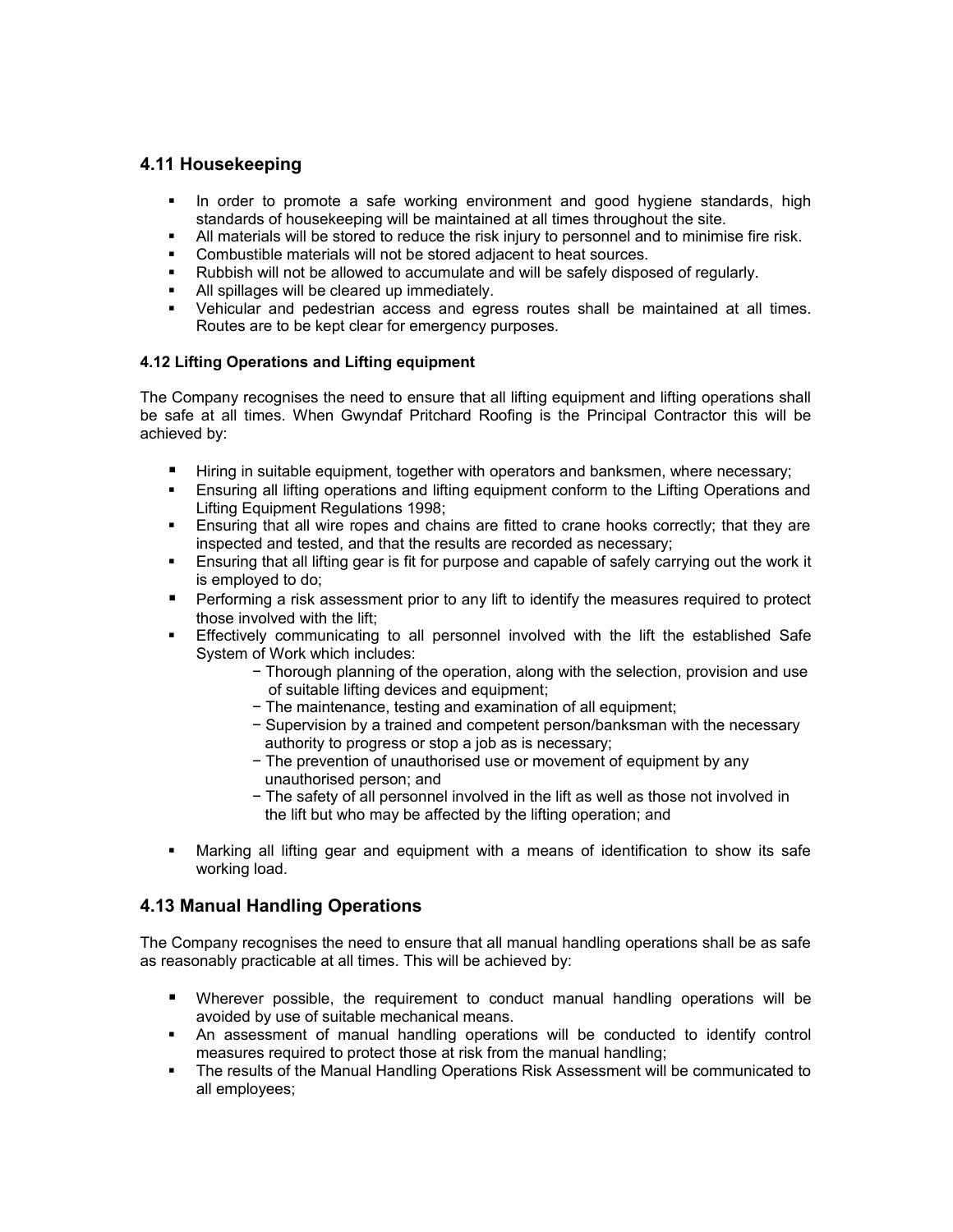## 4.11 Housekeeping

- In order to promote a safe working environment and good hygiene standards, high standards of housekeeping will be maintained at all times throughout the site.
- All materials will be stored to reduce the risk injury to personnel and to minimise fire risk.
- Combustible materials will not be stored adjacent to heat sources.
- Rubbish will not be allowed to accumulate and will be safely disposed of regularly.
- All spillages will be cleared up immediately.
- Vehicular and pedestrian access and egress routes shall be maintained at all times. Routes are to be kept clear for emergency purposes.

#### 4.12 Lifting Operations and Lifting equipment

The Company recognises the need to ensure that all lifting equipment and lifting operations shall be safe at all times. When Gwyndaf Pritchard Roofing is the Principal Contractor this will be achieved by:

- Hiring in suitable equipment, together with operators and banksmen, where necessary;
- Ensuring all lifting operations and lifting equipment conform to the Lifting Operations and Lifting Equipment Regulations 1998;
- Ensuring that all wire ropes and chains are fitted to crane hooks correctly; that they are inspected and tested, and that the results are recorded as necessary;
- Ensuring that all lifting gear is fit for purpose and capable of safely carrying out the work it is employed to do;
- Performing a risk assessment prior to any lift to identify the measures required to protect those involved with the lift;
- Effectively communicating to all personnel involved with the lift the established Safe System of Work which includes:
    - Thorough planning of the operation, along with the selection, provision and use of suitable lifting devices and equipment;
    - The maintenance, testing and examination of all equipment;
    - Supervision by a trained and competent person/banksman with the necessary authority to progress or stop a job as is necessary;
    - The prevention of unauthorised use or movement of equipment by any unauthorised person; and
    - The safety of all personnel involved in the lift as well as those not involved in the lift but who may be affected by the lifting operation; and
- Marking all lifting gear and equipment with a means of identification to show its safe working load.

## 4.13 Manual Handling Operations

The Company recognises the need to ensure that all manual handling operations shall be as safe as reasonably practicable at all times. This will be achieved by:

- Wherever possible, the requirement to conduct manual handling operations will be avoided by use of suitable mechanical means.
- An assessment of manual handling operations will be conducted to identify control measures required to protect those at risk from the manual handling;
- The results of the Manual Handling Operations Risk Assessment will be communicated to all employees;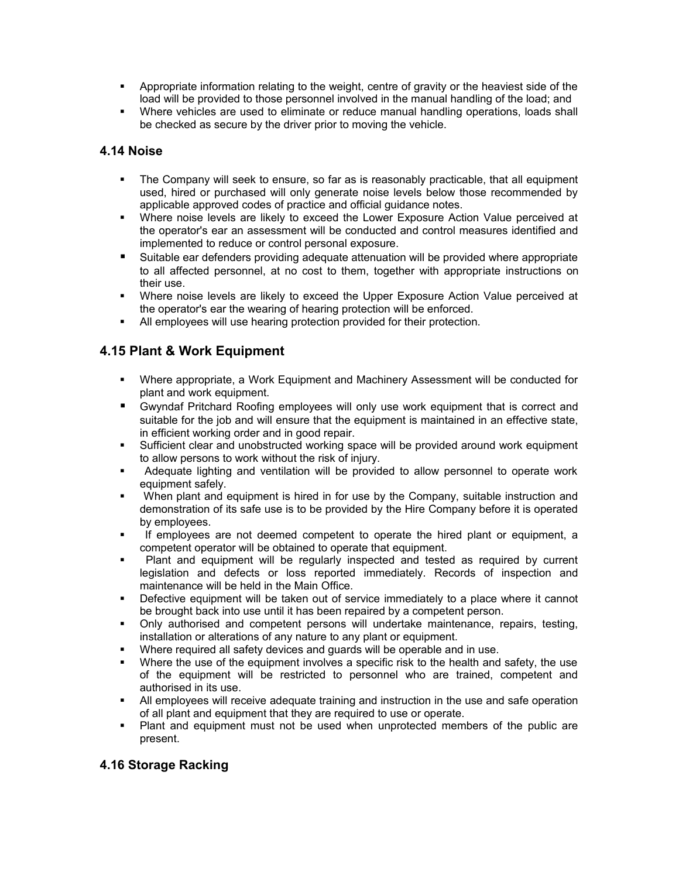- Appropriate information relating to the weight, centre of gravity or the heaviest side of the load will be provided to those personnel involved in the manual handling of the load; and
- Where vehicles are used to eliminate or reduce manual handling operations, loads shall be checked as secure by the driver prior to moving the vehicle.

### 4.14 Noise

- The Company will seek to ensure, so far as is reasonably practicable, that all equipment used, hired or purchased will only generate noise levels below those recommended by applicable approved codes of practice and official guidance notes.
- Where noise levels are likely to exceed the Lower Exposure Action Value perceived at the operator's ear an assessment will be conducted and control measures identified and implemented to reduce or control personal exposure.
- Suitable ear defenders providing adequate attenuation will be provided where appropriate to all affected personnel, at no cost to them, together with appropriate instructions on their use.
- Where noise levels are likely to exceed the Upper Exposure Action Value perceived at the operator's ear the wearing of hearing protection will be enforced.
- All employees will use hearing protection provided for their protection.

### 4.15 Plant & Work Equipment

- Where appropriate, a Work Equipment and Machinery Assessment will be conducted for plant and work equipment.
- Gwyndaf Pritchard Roofing employees will only use work equipment that is correct and suitable for the job and will ensure that the equipment is maintained in an effective state, in efficient working order and in good repair.
- Sufficient clear and unobstructed working space will be provided around work equipment to allow persons to work without the risk of injury.
- Adequate lighting and ventilation will be provided to allow personnel to operate work equipment safely.
- When plant and equipment is hired in for use by the Company, suitable instruction and demonstration of its safe use is to be provided by the Hire Company before it is operated by employees.
- If employees are not deemed competent to operate the hired plant or equipment, a competent operator will be obtained to operate that equipment.
- Plant and equipment will be regularly inspected and tested as required by current legislation and defects or loss reported immediately. Records of inspection and maintenance will be held in the Main Office.
- Defective equipment will be taken out of service immediately to a place where it cannot be brought back into use until it has been repaired by a competent person.
- Only authorised and competent persons will undertake maintenance, repairs, testing, installation or alterations of any nature to any plant or equipment.
- Where required all safety devices and guards will be operable and in use.
- Where the use of the equipment involves a specific risk to the health and safety, the use of the equipment will be restricted to personnel who are trained, competent and authorised in its use.
- All employees will receive adequate training and instruction in the use and safe operation of all plant and equipment that they are required to use or operate.
- Plant and equipment must not be used when unprotected members of the public are present.

### 4.16 Storage Racking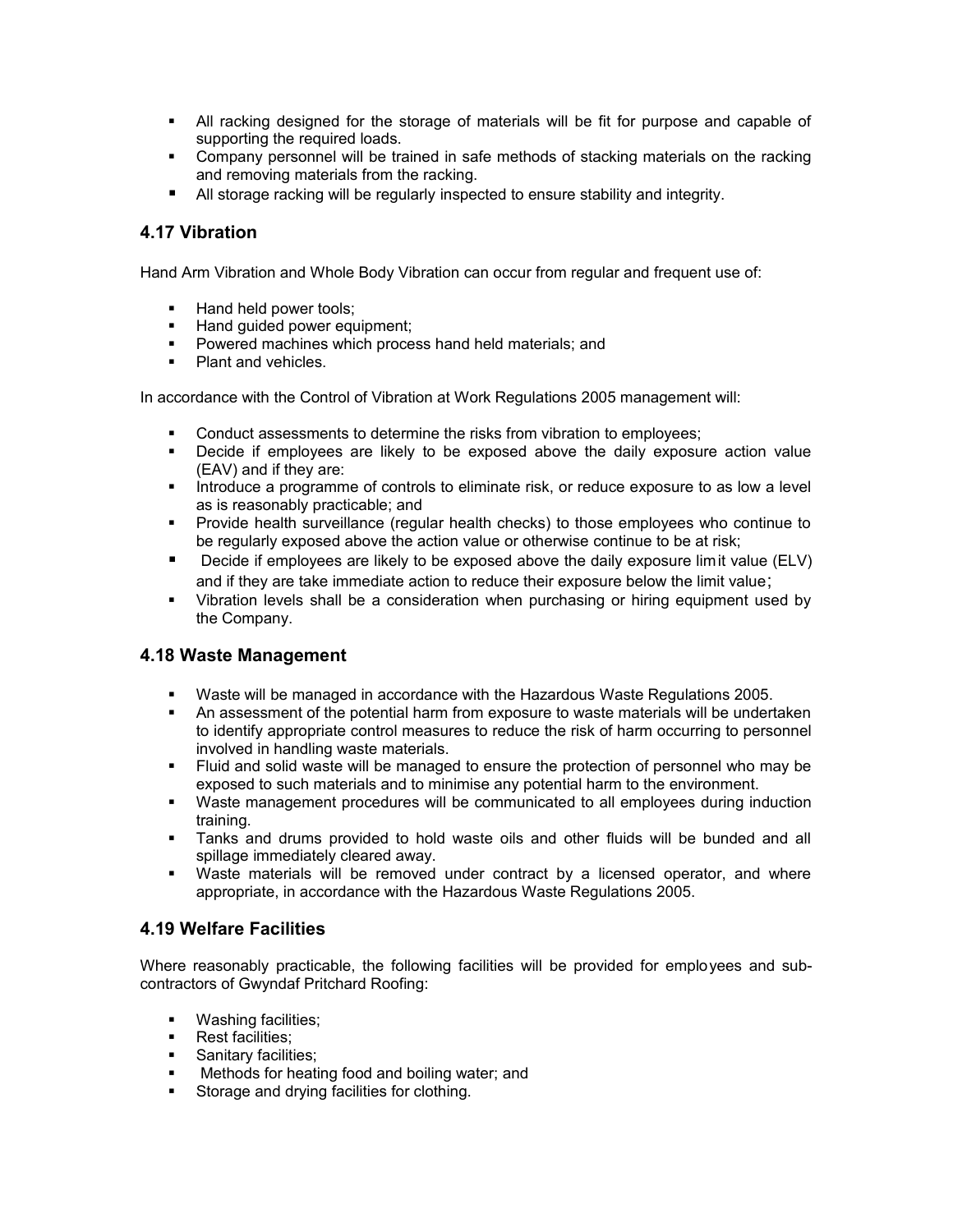- All racking designed for the storage of materials will be fit for purpose and capable of supporting the required loads.
- Company personnel will be trained in safe methods of stacking materials on the racking and removing materials from the racking.
- All storage racking will be regularly inspected to ensure stability and integrity.

## 4.17 Vibration

Hand Arm Vibration and Whole Body Vibration can occur from regular and frequent use of:

- Hand held power tools;
- Hand guided power equipment;
- Powered machines which process hand held materials; and
- Plant and vehicles.

In accordance with the Control of Vibration at Work Regulations 2005 management will:

- Conduct assessments to determine the risks from vibration to employees;
- Decide if employees are likely to be exposed above the daily exposure action value (EAV) and if they are:
- Introduce a programme of controls to eliminate risk, or reduce exposure to as low a level as is reasonably practicable; and
- Provide health surveillance (regular health checks) to those employees who continue to be regularly exposed above the action value or otherwise continue to be at risk;
- Decide if employees are likely to be exposed above the daily exposure limit value (ELV) and if they are take immediate action to reduce their exposure below the limit value;
- Vibration levels shall be a consideration when purchasing or hiring equipment used by the Company.

## 4.18 Waste Management

- Waste will be managed in accordance with the Hazardous Waste Regulations 2005.
- An assessment of the potential harm from exposure to waste materials will be undertaken to identify appropriate control measures to reduce the risk of harm occurring to personnel involved in handling waste materials.
- Fluid and solid waste will be managed to ensure the protection of personnel who may be exposed to such materials and to minimise any potential harm to the environment.
- Waste management procedures will be communicated to all employees during induction training.
- Tanks and drums provided to hold waste oils and other fluids will be bunded and all spillage immediately cleared away.
- Waste materials will be removed under contract by a licensed operator, and where appropriate, in accordance with the Hazardous Waste Regulations 2005.

## 4.19 Welfare Facilities

Where reasonably practicable, the following facilities will be provided for employees and sub-contractors of Gwyndaf Pritchard Roofing:

- Washing facilities;
- Rest facilities;
- Sanitary facilities;
- Methods for heating food and boiling water; and
- Storage and drying facilities for clothing.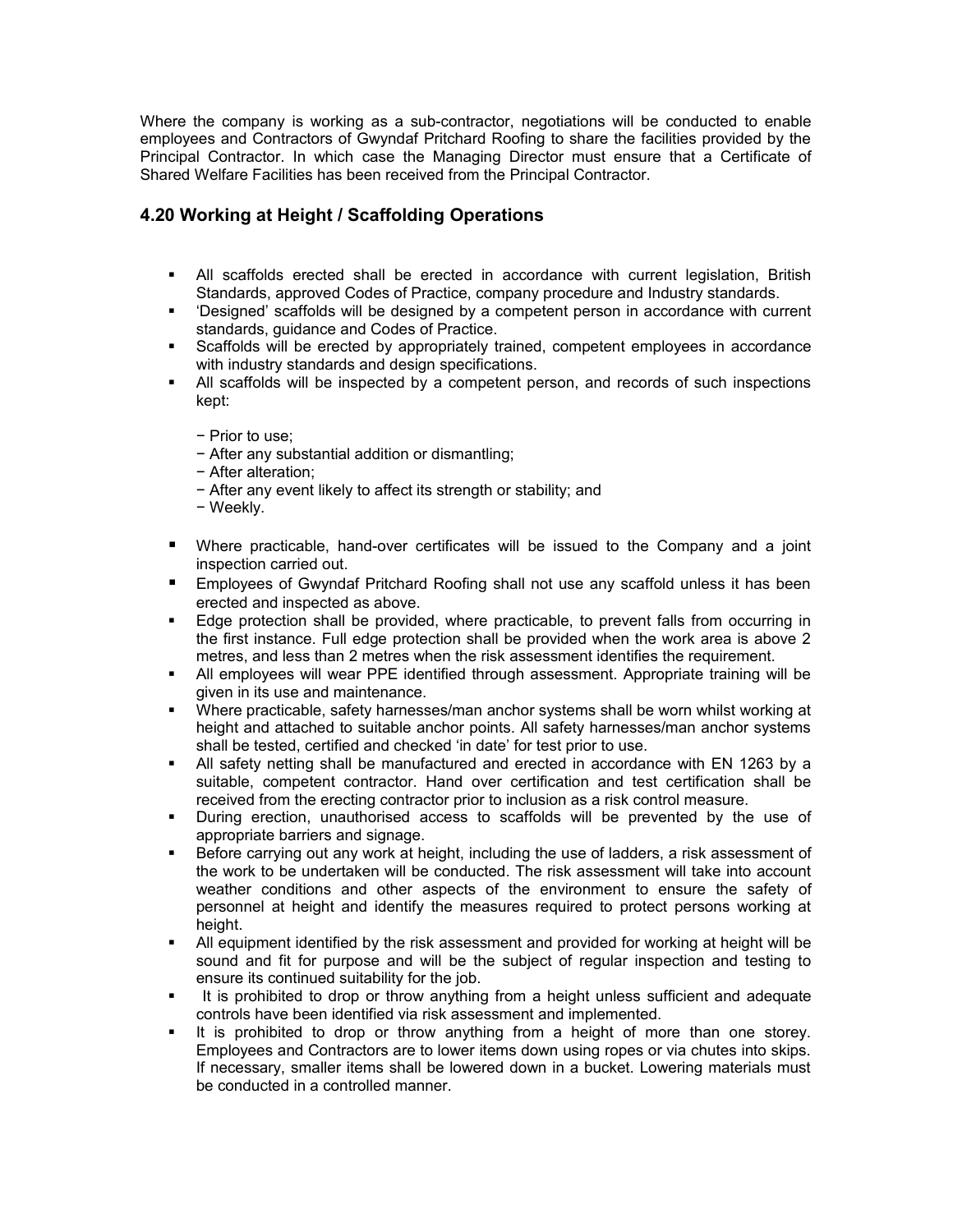Where the company is working as a sub-contractor, negotiations will be conducted to enable employees and Contractors of Gwyndaf Pritchard Roofing to share the facilities provided by the Principal Contractor. In which case the Managing Director must ensure that a Certificate of Shared Welfare Facilities has been received from the Principal Contractor.

## 4.20 Working at Height / Scaffolding Operations

- All scaffolds erected shall be erected in accordance with current legislation, British Standards, approved Codes of Practice, company procedure and Industry standards.
- 'Designed' scaffolds will be designed by a competent person in accordance with current standards, guidance and Codes of Practice.
- Scaffolds will be erected by appropriately trained, competent employees in accordance with industry standards and design specifications.
- All scaffolds will be inspected by a competent person, and records of such inspections kept:

  − Prior to use;
  − After any substantial addition or dismantling;
  − After alteration;
  − After any event likely to affect its strength or stability; and
  − Weekly.

- Where practicable, hand-over certificates will be issued to the Company and a joint inspection carried out.
- Employees of Gwyndaf Pritchard Roofing shall not use any scaffold unless it has been erected and inspected as above.
- Edge protection shall be provided, where practicable, to prevent falls from occurring in the first instance. Full edge protection shall be provided when the work area is above 2 metres, and less than 2 metres when the risk assessment identifies the requirement.
- All employees will wear PPE identified through assessment. Appropriate training will be given in its use and maintenance.
- Where practicable, safety harnesses/man anchor systems shall be worn whilst working at height and attached to suitable anchor points. All safety harnesses/man anchor systems shall be tested, certified and checked 'in date' for test prior to use.
- All safety netting shall be manufactured and erected in accordance with EN 1263 by a suitable, competent contractor. Hand over certification and test certification shall be received from the erecting contractor prior to inclusion as a risk control measure.
- During erection, unauthorised access to scaffolds will be prevented by the use of appropriate barriers and signage.
- Before carrying out any work at height, including the use of ladders, a risk assessment of the work to be undertaken will be conducted. The risk assessment will take into account weather conditions and other aspects of the environment to ensure the safety of personnel at height and identify the measures required to protect persons working at height.
- All equipment identified by the risk assessment and provided for working at height will be sound and fit for purpose and will be the subject of regular inspection and testing to ensure its continued suitability for the job.
- It is prohibited to drop or throw anything from a height unless sufficient and adequate controls have been identified via risk assessment and implemented.
- It is prohibited to drop or throw anything from a height of more than one storey. Employees and Contractors are to lower items down using ropes or via chutes into skips. If necessary, smaller items shall be lowered down in a bucket. Lowering materials must be conducted in a controlled manner.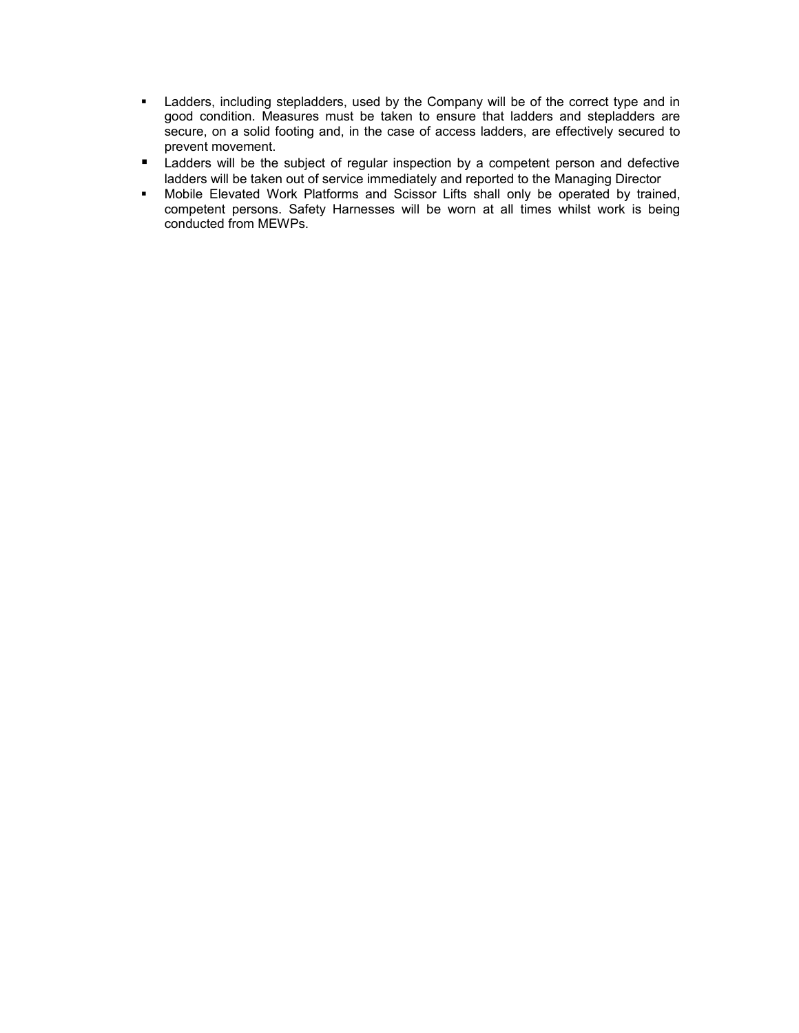- Ladders, including stepladders, used by the Company will be of the correct type and in good condition. Measures must be taken to ensure that ladders and stepladders are secure, on a solid footing and, in the case of access ladders, are effectively secured to prevent movement.
- Ladders will be the subject of regular inspection by a competent person and defective ladders will be taken out of service immediately and reported to the Managing Director
- Mobile Elevated Work Platforms and Scissor Lifts shall only be operated by trained, competent persons. Safety Harnesses will be worn at all times whilst work is being conducted from MEWPs.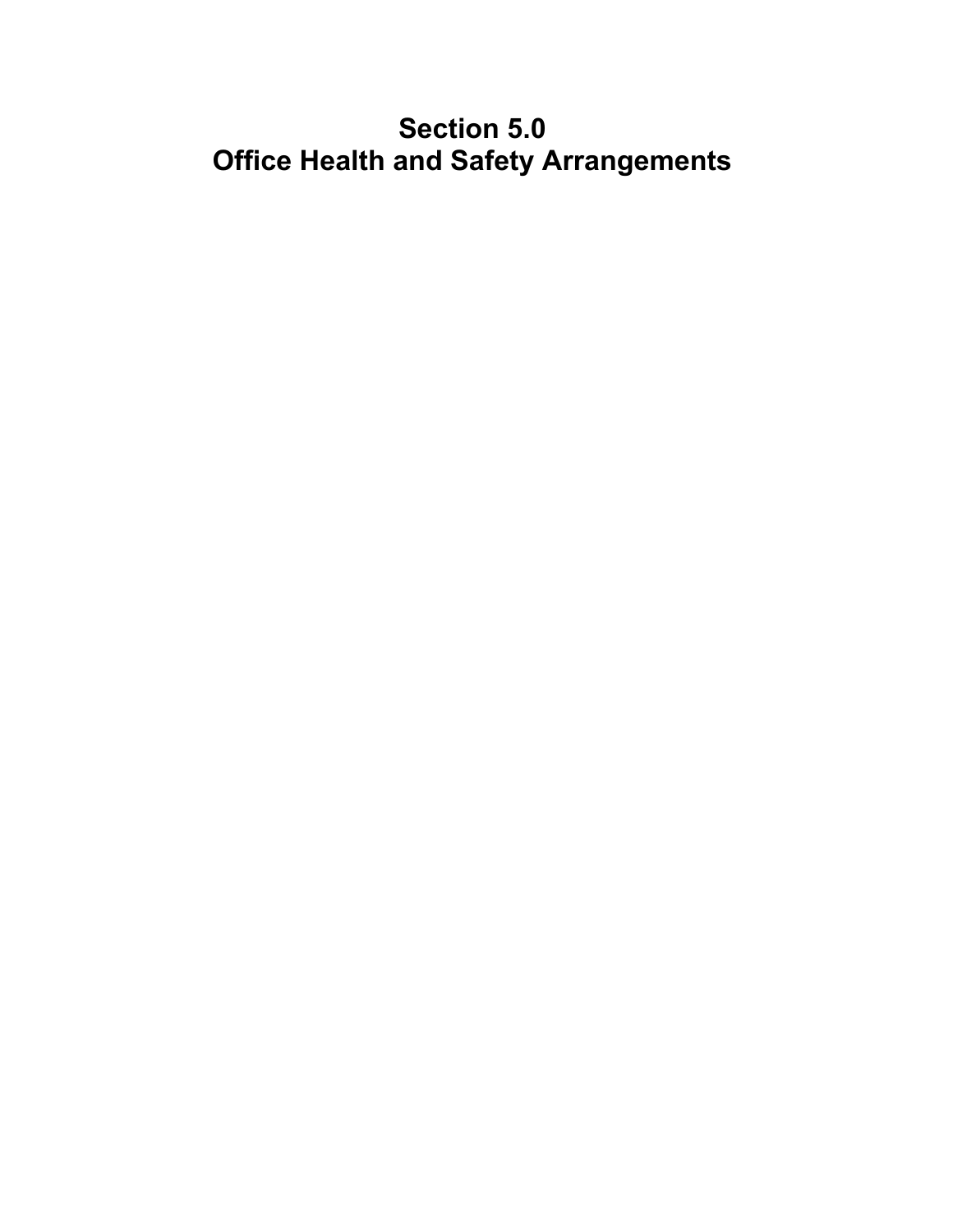# Section 5.0
# Office Health and Safety Arrangements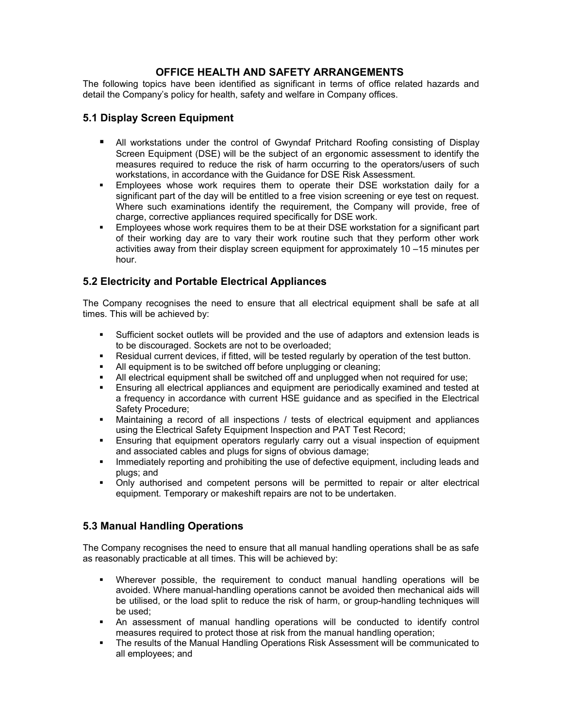# OFFICE HEALTH AND SAFETY ARRANGEMENTS

The following topics have been identified as significant in terms of office related hazards and detail the Company's policy for health, safety and welfare in Company offices.

## 5.1 Display Screen Equipment

- All workstations under the control of Gwyndaf Pritchard Roofing consisting of Display Screen Equipment (DSE) will be the subject of an ergonomic assessment to identify the measures required to reduce the risk of harm occurring to the operators/users of such workstations, in accordance with the Guidance for DSE Risk Assessment.
- Employees whose work requires them to operate their DSE workstation daily for a significant part of the day will be entitled to a free vision screening or eye test on request. Where such examinations identify the requirement, the Company will provide, free of charge, corrective appliances required specifically for DSE work.
- Employees whose work requires them to be at their DSE workstation for a significant part of their working day are to vary their work routine such that they perform other work activities away from their display screen equipment for approximately 10 –15 minutes per hour.

## 5.2 Electricity and Portable Electrical Appliances

The Company recognises the need to ensure that all electrical equipment shall be safe at all times. This will be achieved by:

- Sufficient socket outlets will be provided and the use of adaptors and extension leads is to be discouraged. Sockets are not to be overloaded;
- Residual current devices, if fitted, will be tested regularly by operation of the test button.
- All equipment is to be switched off before unplugging or cleaning;
- All electrical equipment shall be switched off and unplugged when not required for use;
- Ensuring all electrical appliances and equipment are periodically examined and tested at a frequency in accordance with current HSE guidance and as specified in the Electrical Safety Procedure;
- Maintaining a record of all inspections / tests of electrical equipment and appliances using the Electrical Safety Equipment Inspection and PAT Test Record;
- Ensuring that equipment operators regularly carry out a visual inspection of equipment and associated cables and plugs for signs of obvious damage;
- Immediately reporting and prohibiting the use of defective equipment, including leads and plugs; and
- Only authorised and competent persons will be permitted to repair or alter electrical equipment. Temporary or makeshift repairs are not to be undertaken.

## 5.3 Manual Handling Operations

The Company recognises the need to ensure that all manual handling operations shall be as safe as reasonably practicable at all times. This will be achieved by:

- Wherever possible, the requirement to conduct manual handling operations will be avoided. Where manual-handling operations cannot be avoided then mechanical aids will be utilised, or the load split to reduce the risk of harm, or group-handling techniques will be used;
- An assessment of manual handling operations will be conducted to identify control measures required to protect those at risk from the manual handling operation;
- The results of the Manual Handling Operations Risk Assessment will be communicated to all employees; and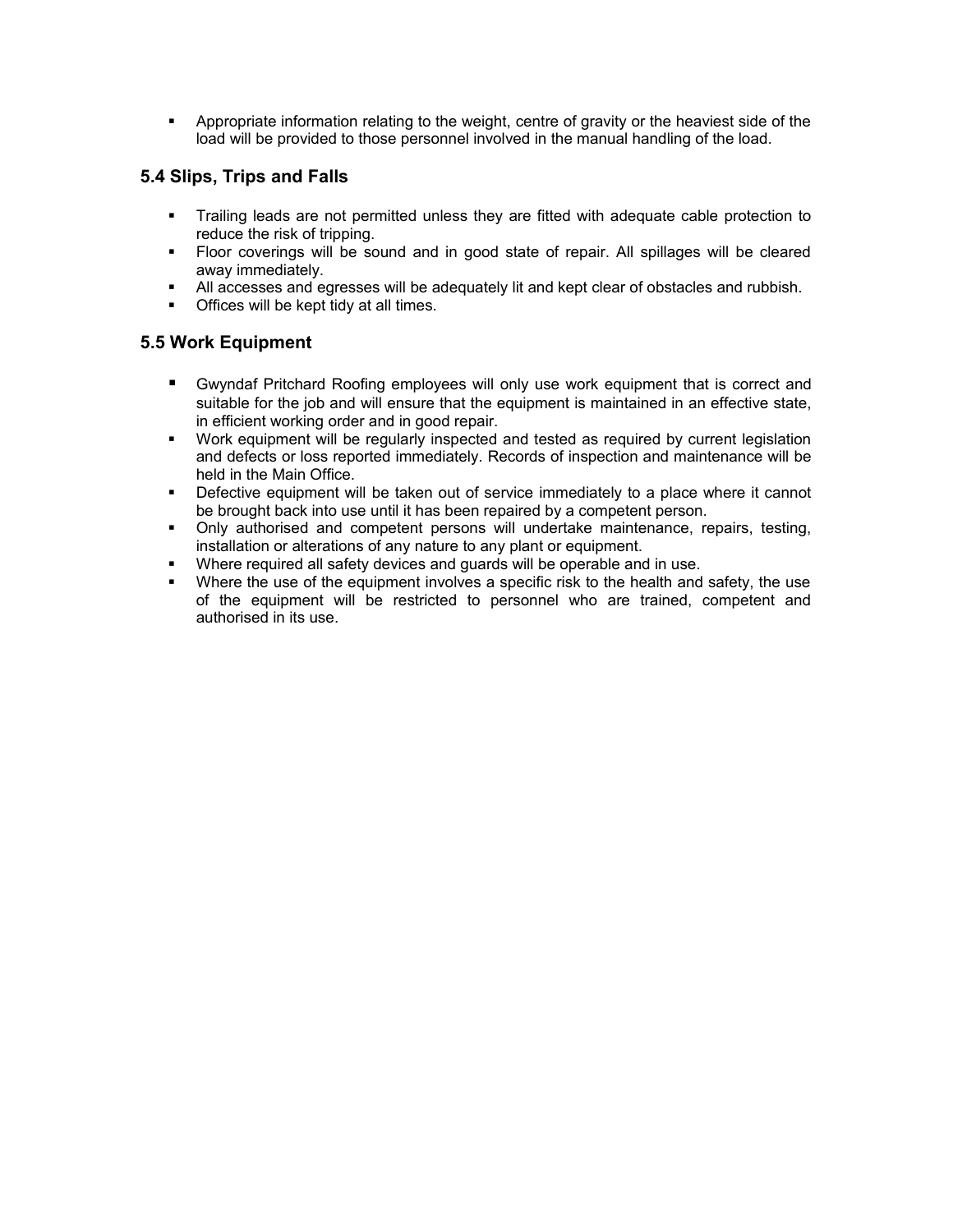- Appropriate information relating to the weight, centre of gravity or the heaviest side of the load will be provided to those personnel involved in the manual handling of the load.

## 5.4 Slips, Trips and Falls

- Trailing leads are not permitted unless they are fitted with adequate cable protection to reduce the risk of tripping.
- Floor coverings will be sound and in good state of repair. All spillages will be cleared away immediately.
- All accesses and egresses will be adequately lit and kept clear of obstacles and rubbish.
- Offices will be kept tidy at all times.

## 5.5 Work Equipment

- Gwyndaf Pritchard Roofing employees will only use work equipment that is correct and suitable for the job and will ensure that the equipment is maintained in an effective state, in efficient working order and in good repair.
- Work equipment will be regularly inspected and tested as required by current legislation and defects or loss reported immediately. Records of inspection and maintenance will be held in the Main Office.
- Defective equipment will be taken out of service immediately to a place where it cannot be brought back into use until it has been repaired by a competent person.
- Only authorised and competent persons will undertake maintenance, repairs, testing, installation or alterations of any nature to any plant or equipment.
- Where required all safety devices and guards will be operable and in use.
- Where the use of the equipment involves a specific risk to the health and safety, the use of the equipment will be restricted to personnel who are trained, competent and authorised in its use.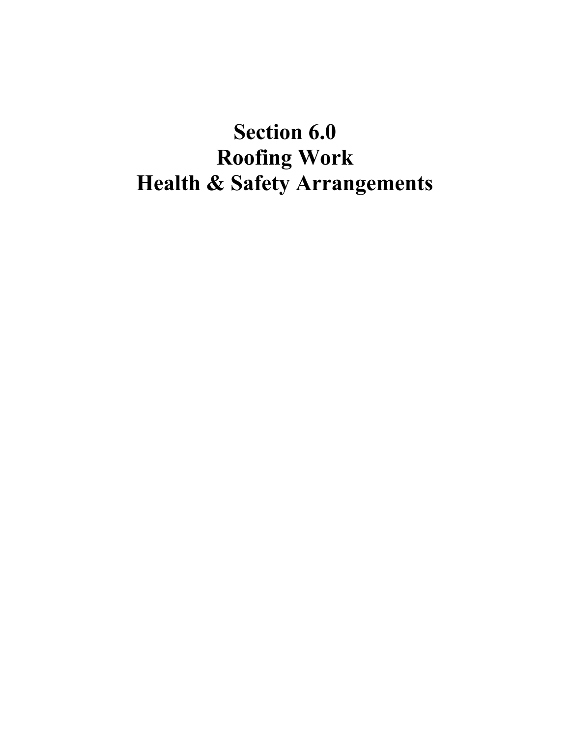# Section 6.0
# Roofing Work
# Health & Safety Arrangements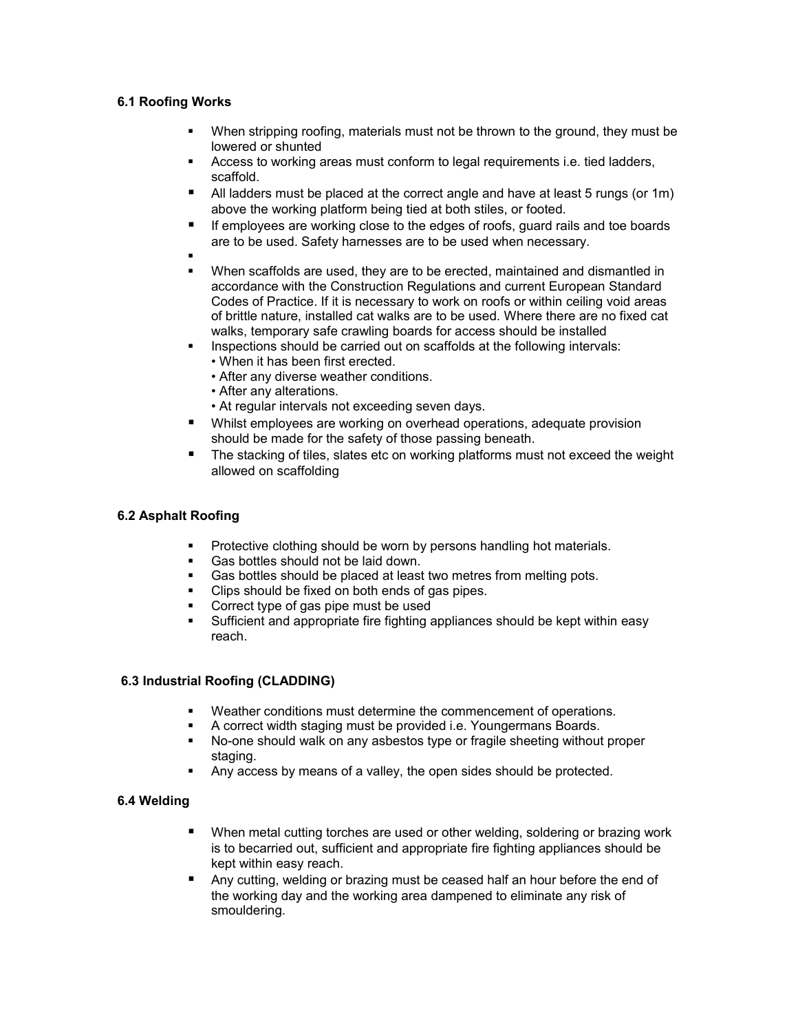### 6.1 Roofing Works

- When stripping roofing, materials must not be thrown to the ground, they must be lowered or shunted
- Access to working areas must conform to legal requirements i.e. tied ladders, scaffold.
- All ladders must be placed at the correct angle and have at least 5 rungs (or 1m) above the working platform being tied at both stiles, or footed.
- If employees are working close to the edges of roofs, guard rails and toe boards are to be used. Safety harnesses are to be used when necessary.
- When scaffolds are used, they are to be erected, maintained and dismantled in accordance with the Construction Regulations and current European Standard Codes of Practice. If it is necessary to work on roofs or within ceiling void areas of brittle nature, installed cat walks are to be used. Where there are no fixed cat walks, temporary safe crawling boards for access should be installed
- Inspections should be carried out on scaffolds at the following intervals:
  - When it has been first erected.
  - After any diverse weather conditions.
  - After any alterations.
  - At regular intervals not exceeding seven days.
- Whilst employees are working on overhead operations, adequate provision should be made for the safety of those passing beneath.
- The stacking of tiles, slates etc on working platforms must not exceed the weight allowed on scaffolding

### 6.2 Asphalt Roofing

- Protective clothing should be worn by persons handling hot materials.
- Gas bottles should not be laid down.
- Gas bottles should be placed at least two metres from melting pots.
- Clips should be fixed on both ends of gas pipes.
- Correct type of gas pipe must be used
- Sufficient and appropriate fire fighting appliances should be kept within easy reach.

### 6.3 Industrial Roofing (CLADDING)

- Weather conditions must determine the commencement of operations.
- A correct width staging must be provided i.e. Youngermans Boards.
- No-one should walk on any asbestos type or fragile sheeting without proper staging.
- Any access by means of a valley, the open sides should be protected.

### 6.4 Welding

- When metal cutting torches are used or other welding, soldering or brazing work is to becarried out, sufficient and appropriate fire fighting appliances should be kept within easy reach.
- Any cutting, welding or brazing must be ceased half an hour before the end of the working day and the working area dampened to eliminate any risk of smouldering.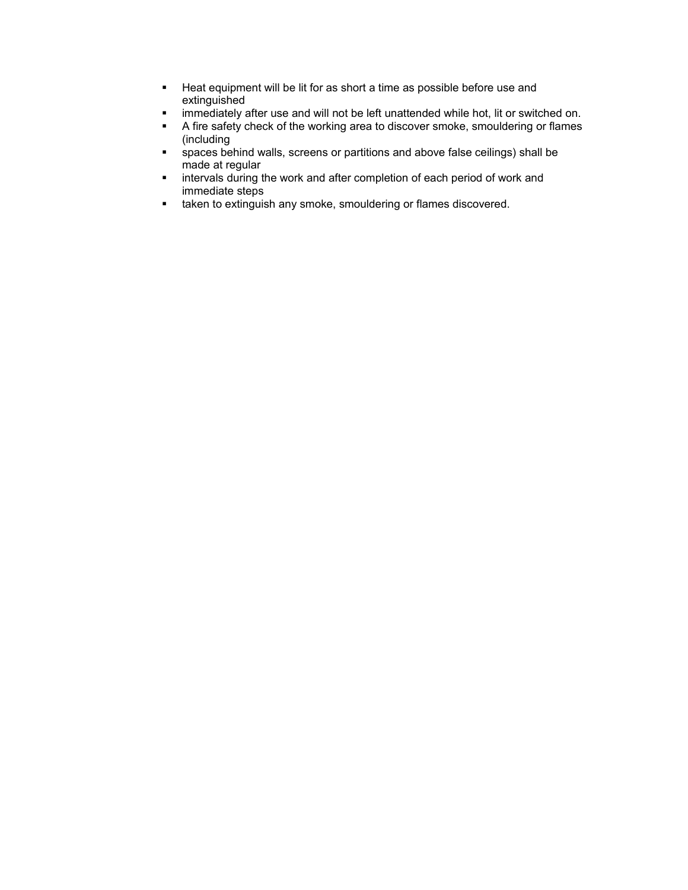- Heat equipment will be lit for as short a time as possible before use and extinguished
- immediately after use and will not be left unattended while hot, lit or switched on.
- A fire safety check of the working area to discover smoke, smouldering or flames (including
- spaces behind walls, screens or partitions and above false ceilings) shall be made at regular
- intervals during the work and after completion of each period of work and immediate steps
- taken to extinguish any smoke, smouldering or flames discovered.